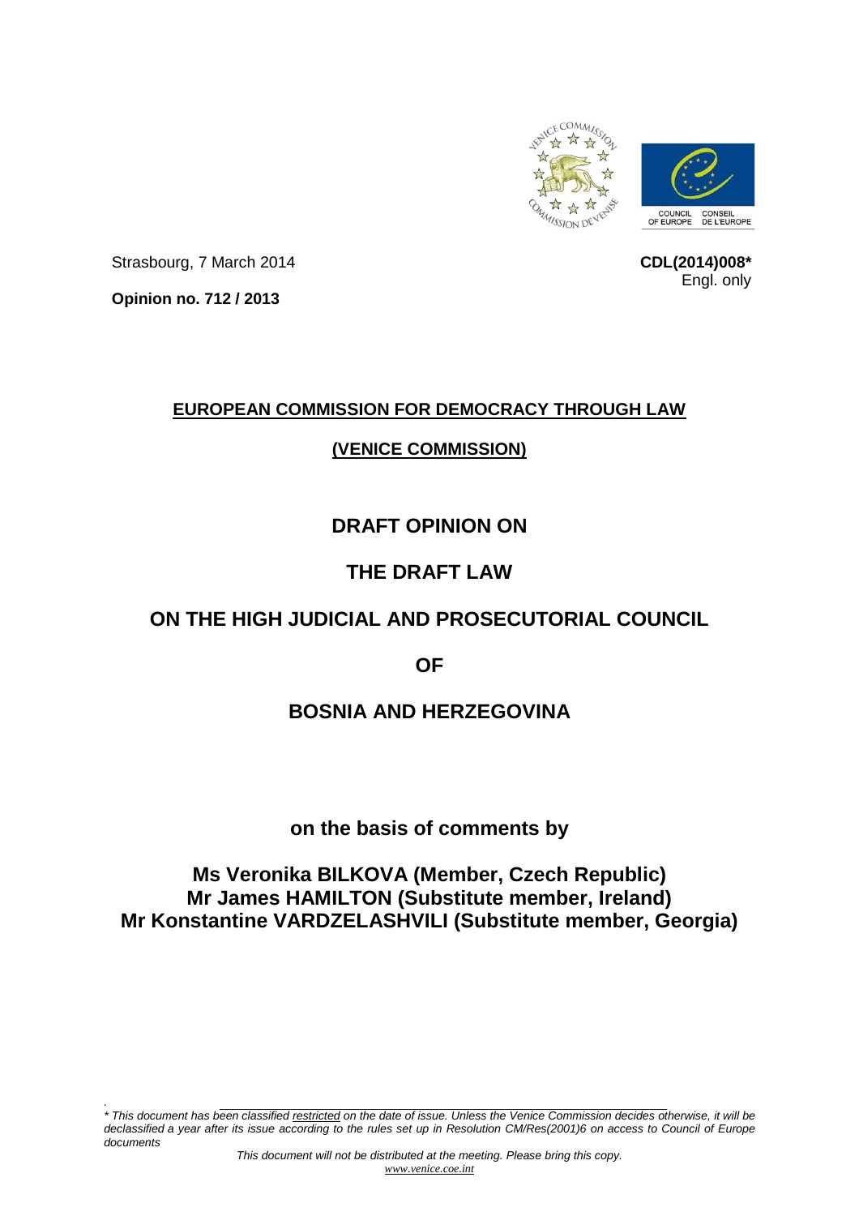Strasbourg, 7 March 2014

**CDL(2014)008***
Engl. only

**Opinion no. 712 / 2013**

**EUROPEAN COMMISSION FOR DEMOCRACY THROUGH LAW**

**(VENICE COMMISSION)**

# DRAFT OPINION ON

# THE DRAFT LAW

# ON THE HIGH JUDICIAL AND PROSECUTORIAL COUNCIL

# OF

# BOSNIA AND HERZEGOVINA

**on the basis of comments by**

**Ms Veronika BILKOVA (Member, Czech Republic)**
**Mr James HAMILTON (Substitute member, Ireland)**
**Mr Konstantine VARDZELASHVILI (Substitute member, Georgia)**

*\* This document has been classified restricted on the date of issue. Unless the Venice Commission decides otherwise, it will be declassified a year after its issue according to the rules set up in Resolution CM/Res(2001)6 on access to Council of Europe documents*

*This document will not be distributed at the meeting. Please bring this copy.*
*www.venice.coe.int*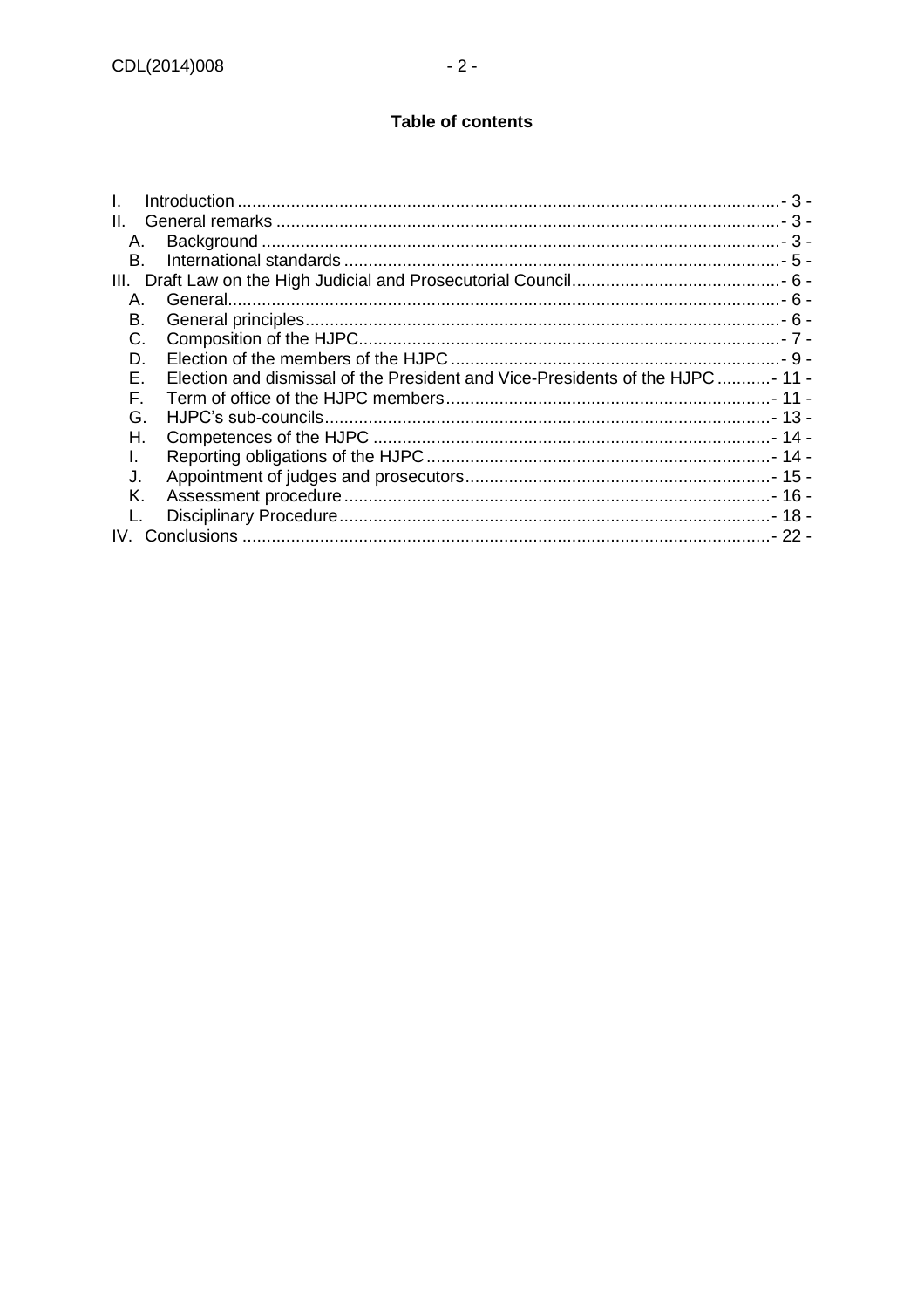## Table of contents

I. Introduction ................................................................ - 3 -
II. General remarks ............................................................ - 3 -
  A. Background ................................................................ - 3 -
  B. International standards ................................................... - 5 -
III. Draft Law on the High Judicial and Prosecutorial Council .................. - 6 -
  A. General.................................................................... - 6 -
  B. General principles......................................................... - 6 -
  C. Composition of the HJPC.................................................... - 7 -
  D. Election of the members of the HJPC ....................................... - 9 -
  E. Election and dismissal of the President and Vice-Presidents of the HJPC ... - 11 -
  F. Term of office of the HJPC members........................................ - 11 -
  G. HJPC's sub-councils....................................................... - 13 -
  H. Competences of the HJPC .................................................. - 14 -
  I. Reporting obligations of the HJPC ........................................ - 14 -
  J. Appointment of judges and prosecutors..................................... - 15 -
  K. Assessment procedure ..................................................... - 16 -
  L. Disciplinary Procedure.................................................... - 18 -
IV. Conclusions ............................................................... - 22 -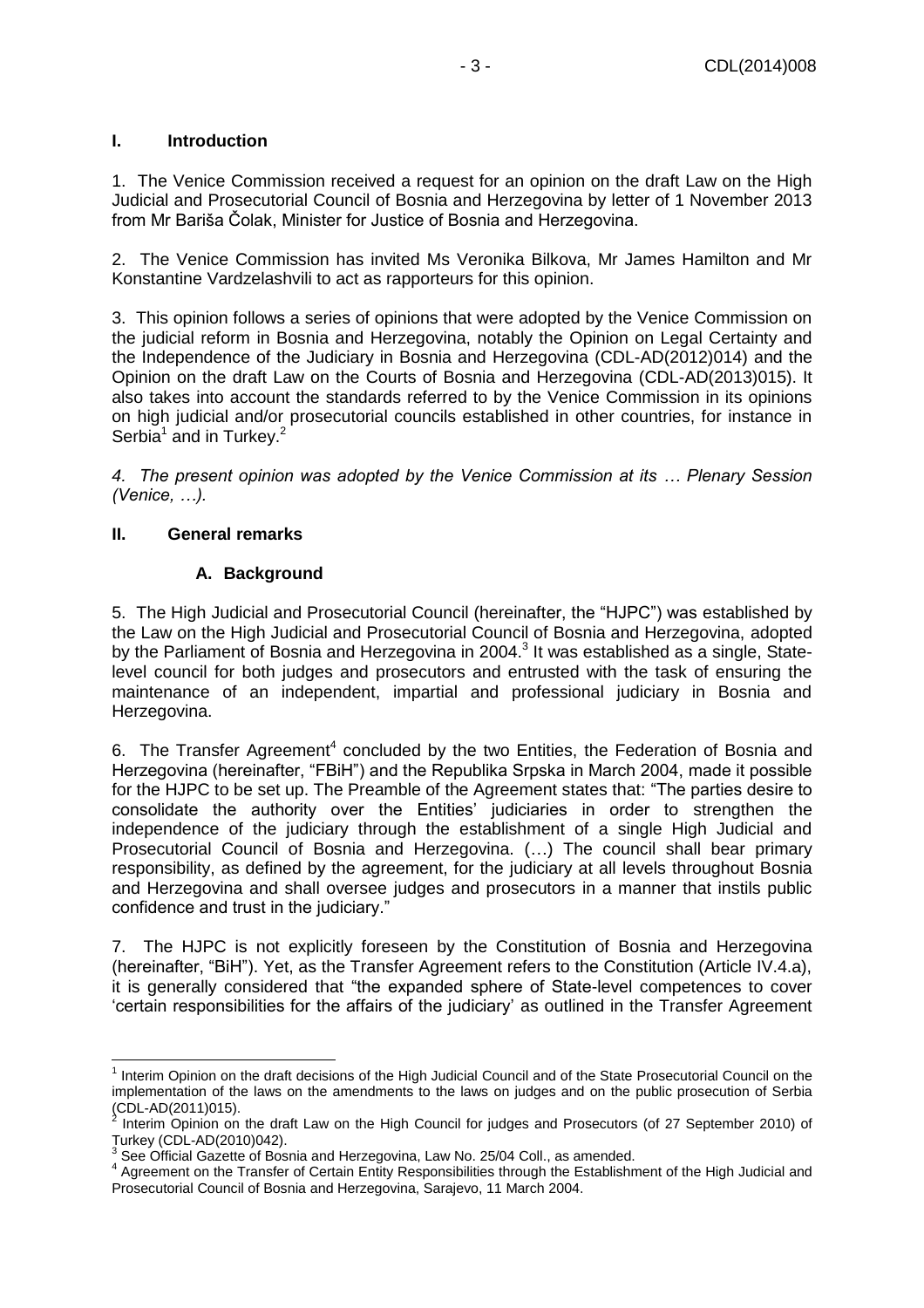## I. Introduction

1. The Venice Commission received a request for an opinion on the draft Law on the High Judicial and Prosecutorial Council of Bosnia and Herzegovina by letter of 1 November 2013 from Mr Bariša Čolak, Minister for Justice of Bosnia and Herzegovina.

2. The Venice Commission has invited Ms Veronika Bilkova, Mr James Hamilton and Mr Konstantine Vardzelashvili to act as rapporteurs for this opinion.

3. This opinion follows a series of opinions that were adopted by the Venice Commission on the judicial reform in Bosnia and Herzegovina, notably the Opinion on Legal Certainty and the Independence of the Judiciary in Bosnia and Herzegovina (CDL-AD(2012)014) and the Opinion on the draft Law on the Courts of Bosnia and Herzegovina (CDL-AD(2013)015). It also takes into account the standards referred to by the Venice Commission in its opinions on high judicial and/or prosecutorial councils established in other countries, for instance in Serbia[1] and in Turkey.[2]

*4. The present opinion was adopted by the Venice Commission at its … Plenary Session (Venice, …).*

## II. General remarks

### A. Background

5. The High Judicial and Prosecutorial Council (hereinafter, the "HJPC") was established by the Law on the High Judicial and Prosecutorial Council of Bosnia and Herzegovina, adopted by the Parliament of Bosnia and Herzegovina in 2004.[3] It was established as a single, State-level council for both judges and prosecutors and entrusted with the task of ensuring the maintenance of an independent, impartial and professional judiciary in Bosnia and Herzegovina.

6. The Transfer Agreement[4] concluded by the two Entities, the Federation of Bosnia and Herzegovina (hereinafter, "FBiH") and the Republika Srpska in March 2004, made it possible for the HJPC to be set up. The Preamble of the Agreement states that: "The parties desire to consolidate the authority over the Entities' judiciaries in order to strengthen the independence of the judiciary through the establishment of a single High Judicial and Prosecutorial Council of Bosnia and Herzegovina. (…) The council shall bear primary responsibility, as defined by the agreement, for the judiciary at all levels throughout Bosnia and Herzegovina and shall oversee judges and prosecutors in a manner that instils public confidence and trust in the judiciary."

7. The HJPC is not explicitly foreseen by the Constitution of Bosnia and Herzegovina (hereinafter, "BiH"). Yet, as the Transfer Agreement refers to the Constitution (Article IV.4.a), it is generally considered that "the expanded sphere of State-level competences to cover 'certain responsibilities for the affairs of the judiciary' as outlined in the Transfer Agreement

---

[1] Interim Opinion on the draft decisions of the High Judicial Council and of the State Prosecutorial Council on the implementation of the laws on the amendments to the laws on judges and on the public prosecution of Serbia (CDL-AD(2011)015).

[2] Interim Opinion on the draft Law on the High Council for judges and Prosecutors (of 27 September 2010) of Turkey (CDL-AD(2010)042).

[3] See Official Gazette of Bosnia and Herzegovina, Law No. 25/04 Coll., as amended.

[4] Agreement on the Transfer of Certain Entity Responsibilities through the Establishment of the High Judicial and Prosecutorial Council of Bosnia and Herzegovina, Sarajevo, 11 March 2004.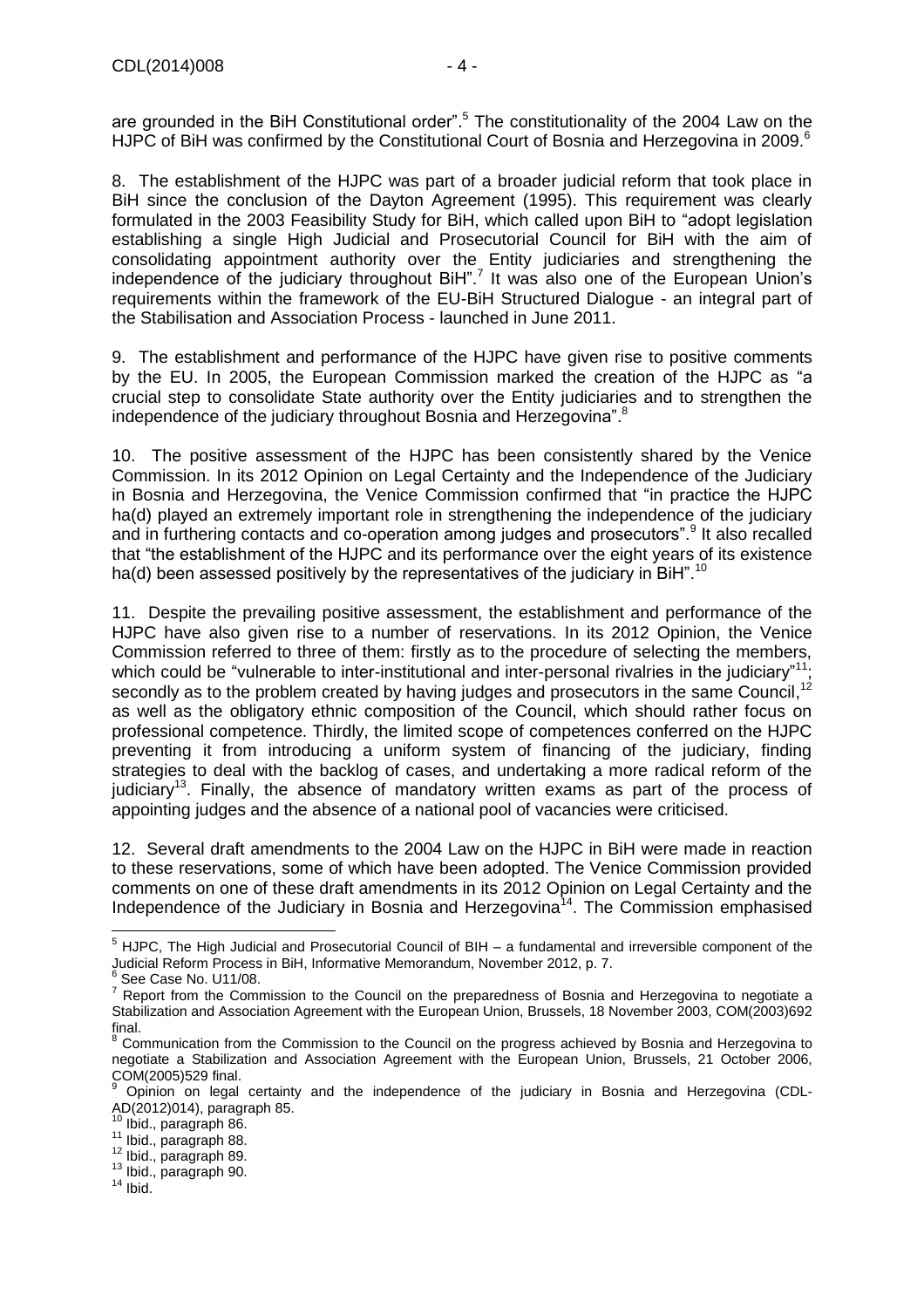are grounded in the BiH Constitutional order".[5] The constitutionality of the 2004 Law on the HJPC of BiH was confirmed by the Constitutional Court of Bosnia and Herzegovina in 2009.[6]

8. The establishment of the HJPC was part of a broader judicial reform that took place in BiH since the conclusion of the Dayton Agreement (1995). This requirement was clearly formulated in the 2003 Feasibility Study for BiH, which called upon BiH to "adopt legislation establishing a single High Judicial and Prosecutorial Council for BiH with the aim of consolidating appointment authority over the Entity judiciaries and strengthening the independence of the judiciary throughout BiH".[7] It was also one of the European Union's requirements within the framework of the EU-BiH Structured Dialogue - an integral part of the Stabilisation and Association Process - launched in June 2011.

9. The establishment and performance of the HJPC have given rise to positive comments by the EU. In 2005, the European Commission marked the creation of the HJPC as "a crucial step to consolidate State authority over the Entity judiciaries and to strengthen the independence of the judiciary throughout Bosnia and Herzegovina".[8]

10. The positive assessment of the HJPC has been consistently shared by the Venice Commission. In its 2012 Opinion on Legal Certainty and the Independence of the Judiciary in Bosnia and Herzegovina, the Venice Commission confirmed that "in practice the HJPC ha(d) played an extremely important role in strengthening the independence of the judiciary and in furthering contacts and co-operation among judges and prosecutors".[9] It also recalled that "the establishment of the HJPC and its performance over the eight years of its existence ha(d) been assessed positively by the representatives of the judiciary in BiH".[10]

11. Despite the prevailing positive assessment, the establishment and performance of the HJPC have also given rise to a number of reservations. In its 2012 Opinion, the Venice Commission referred to three of them: firstly as to the procedure of selecting the members, which could be "vulnerable to inter-institutional and inter-personal rivalries in the judiciary"[11]; secondly as to the problem created by having judges and prosecutors in the same Council,[12] as well as the obligatory ethnic composition of the Council, which should rather focus on professional competence. Thirdly, the limited scope of competences conferred on the HJPC preventing it from introducing a uniform system of financing of the judiciary, finding strategies to deal with the backlog of cases, and undertaking a more radical reform of the judiciary[13]. Finally, the absence of mandatory written exams as part of the process of appointing judges and the absence of a national pool of vacancies were criticised.

12. Several draft amendments to the 2004 Law on the HJPC in BiH were made in reaction to these reservations, some of which have been adopted. The Venice Commission provided comments on one of these draft amendments in its 2012 Opinion on Legal Certainty and the Independence of the Judiciary in Bosnia and Herzegovina[14]. The Commission emphasised

---

[5] HJPC, The High Judicial and Prosecutorial Council of BIH – a fundamental and irreversible component of the Judicial Reform Process in BiH, Informative Memorandum, November 2012, p. 7.

[6] See Case No. U11/08.

[7] Report from the Commission to the Council on the preparedness of Bosnia and Herzegovina to negotiate a Stabilization and Association Agreement with the European Union, Brussels, 18 November 2003, COM(2003)692 final.

[8] Communication from the Commission to the Council on the progress achieved by Bosnia and Herzegovina to negotiate a Stabilization and Association Agreement with the European Union, Brussels, 21 October 2006, COM(2005)529 final.

[9] Opinion on legal certainty and the independence of the judiciary in Bosnia and Herzegovina (CDL-AD(2012)014), paragraph 85.

[10] Ibid., paragraph 86.

[11] Ibid., paragraph 88.

[12] Ibid., paragraph 89.

[13] Ibid., paragraph 90.

[14] Ibid.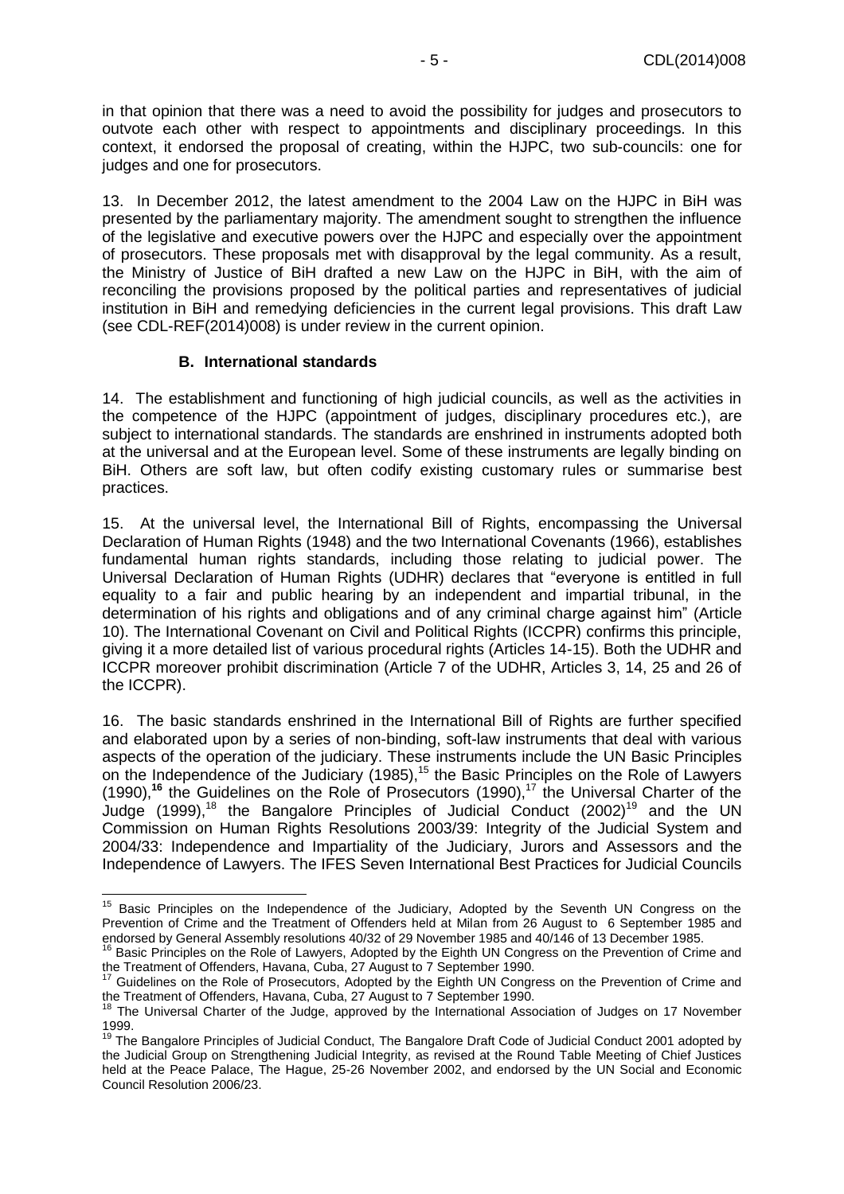in that opinion that there was a need to avoid the possibility for judges and prosecutors to outvote each other with respect to appointments and disciplinary proceedings. In this context, it endorsed the proposal of creating, within the HJPC, two sub-councils: one for judges and one for prosecutors.

13. In December 2012, the latest amendment to the 2004 Law on the HJPC in BiH was presented by the parliamentary majority. The amendment sought to strengthen the influence of the legislative and executive powers over the HJPC and especially over the appointment of prosecutors. These proposals met with disapproval by the legal community. As a result, the Ministry of Justice of BiH drafted a new Law on the HJPC in BiH, with the aim of reconciling the provisions proposed by the political parties and representatives of judicial institution in BiH and remedying deficiencies in the current legal provisions. This draft Law (see CDL-REF(2014)008) is under review in the current opinion.

### B. International standards

14. The establishment and functioning of high judicial councils, as well as the activities in the competence of the HJPC (appointment of judges, disciplinary procedures etc.), are subject to international standards. The standards are enshrined in instruments adopted both at the universal and at the European level. Some of these instruments are legally binding on BiH. Others are soft law, but often codify existing customary rules or summarise best practices.

15. At the universal level, the International Bill of Rights, encompassing the Universal Declaration of Human Rights (1948) and the two International Covenants (1966), establishes fundamental human rights standards, including those relating to judicial power. The Universal Declaration of Human Rights (UDHR) declares that "everyone is entitled in full equality to a fair and public hearing by an independent and impartial tribunal, in the determination of his rights and obligations and of any criminal charge against him" (Article 10). The International Covenant on Civil and Political Rights (ICCPR) confirms this principle, giving it a more detailed list of various procedural rights (Articles 14-15). Both the UDHR and ICCPR moreover prohibit discrimination (Article 7 of the UDHR, Articles 3, 14, 25 and 26 of the ICCPR).

16. The basic standards enshrined in the International Bill of Rights are further specified and elaborated upon by a series of non-binding, soft-law instruments that deal with various aspects of the operation of the judiciary. These instruments include the UN Basic Principles on the Independence of the Judiciary (1985),[15] the Basic Principles on the Role of Lawyers (1990),[16] the Guidelines on the Role of Prosecutors (1990),[17] the Universal Charter of the Judge (1999),[18] the Bangalore Principles of Judicial Conduct (2002)[19] and the UN Commission on Human Rights Resolutions 2003/39: Integrity of the Judicial System and 2004/33: Independence and Impartiality of the Judiciary, Jurors and Assessors and the Independence of Lawyers. The IFES Seven International Best Practices for Judicial Councils

---

[15] Basic Principles on the Independence of the Judiciary, Adopted by the Seventh UN Congress on the Prevention of Crime and the Treatment of Offenders held at Milan from 26 August to 6 September 1985 and endorsed by General Assembly resolutions 40/32 of 29 November 1985 and 40/146 of 13 December 1985.

[16] Basic Principles on the Role of Lawyers, Adopted by the Eighth UN Congress on the Prevention of Crime and the Treatment of Offenders, Havana, Cuba, 27 August to 7 September 1990.

[17] Guidelines on the Role of Prosecutors, Adopted by the Eighth UN Congress on the Prevention of Crime and the Treatment of Offenders, Havana, Cuba, 27 August to 7 September 1990.

[18] The Universal Charter of the Judge, approved by the International Association of Judges on 17 November 1999.

[19] The Bangalore Principles of Judicial Conduct, The Bangalore Draft Code of Judicial Conduct 2001 adopted by the Judicial Group on Strengthening Judicial Integrity, as revised at the Round Table Meeting of Chief Justices held at the Peace Palace, The Hague, 25-26 November 2002, and endorsed by the UN Social and Economic Council Resolution 2006/23.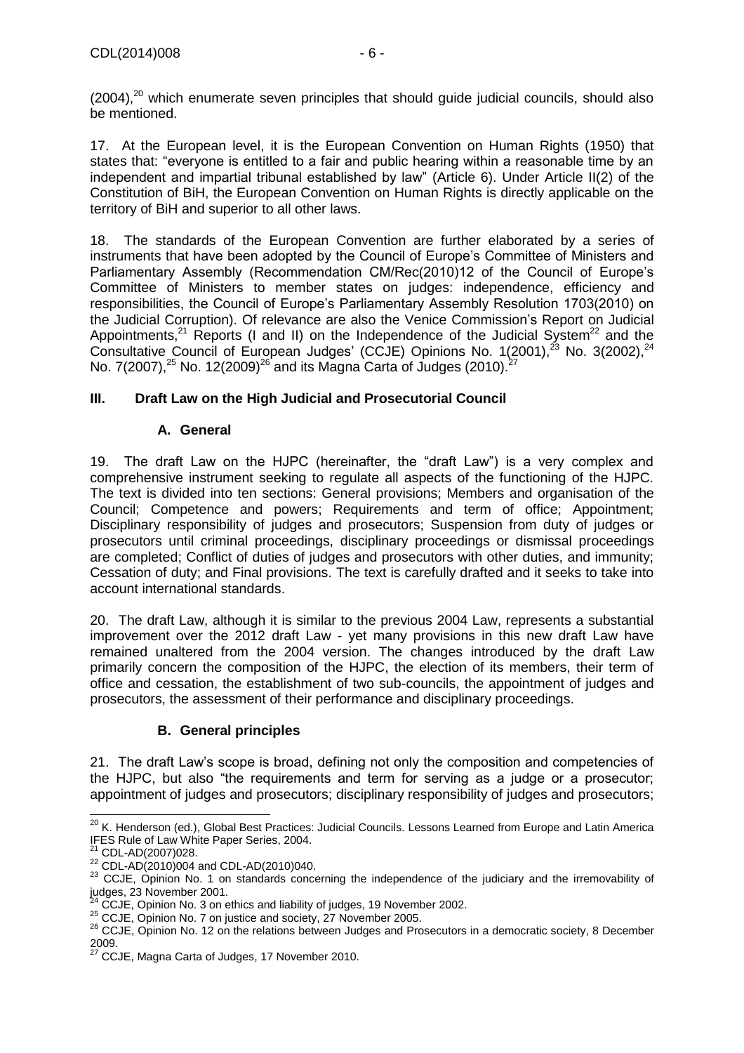(2004),[20] which enumerate seven principles that should guide judicial councils, should also be mentioned.

17. At the European level, it is the European Convention on Human Rights (1950) that states that: "everyone is entitled to a fair and public hearing within a reasonable time by an independent and impartial tribunal established by law" (Article 6). Under Article II(2) of the Constitution of BiH, the European Convention on Human Rights is directly applicable on the territory of BiH and superior to all other laws.

18. The standards of the European Convention are further elaborated by a series of instruments that have been adopted by the Council of Europe's Committee of Ministers and Parliamentary Assembly (Recommendation CM/Rec(2010)12 of the Council of Europe's Committee of Ministers to member states on judges: independence, efficiency and responsibilities, the Council of Europe's Parliamentary Assembly Resolution 1703(2010) on the Judicial Corruption). Of relevance are also the Venice Commission's Report on Judicial Appointments,[21] Reports (I and II) on the Independence of the Judicial System[22] and the Consultative Council of European Judges' (CCJE) Opinions No. 1(2001),[23] No. 3(2002),[24] No. 7(2007),[25] No. 12(2009)[26] and its Magna Carta of Judges (2010).[27]

## III. Draft Law on the High Judicial and Prosecutorial Council

### A. General

19. The draft Law on the HJPC (hereinafter, the "draft Law") is a very complex and comprehensive instrument seeking to regulate all aspects of the functioning of the HJPC. The text is divided into ten sections: General provisions; Members and organisation of the Council; Competence and powers; Requirements and term of office; Appointment; Disciplinary responsibility of judges and prosecutors; Suspension from duty of judges or prosecutors until criminal proceedings, disciplinary proceedings or dismissal proceedings are completed; Conflict of duties of judges and prosecutors with other duties, and immunity; Cessation of duty; and Final provisions. The text is carefully drafted and it seeks to take into account international standards.

20. The draft Law, although it is similar to the previous 2004 Law, represents a substantial improvement over the 2012 draft Law - yet many provisions in this new draft Law have remained unaltered from the 2004 version. The changes introduced by the draft Law primarily concern the composition of the HJPC, the election of its members, their term of office and cessation, the establishment of two sub-councils, the appointment of judges and prosecutors, the assessment of their performance and disciplinary proceedings.

### B. General principles

21. The draft Law's scope is broad, defining not only the composition and competencies of the HJPC, but also "the requirements and term for serving as a judge or a prosecutor; appointment of judges and prosecutors; disciplinary responsibility of judges and prosecutors;

---

[20] K. Henderson (ed.), Global Best Practices: Judicial Councils. Lessons Learned from Europe and Latin America IFES Rule of Law White Paper Series, 2004.

[21] CDL-AD(2007)028.

[22] CDL-AD(2010)004 and CDL-AD(2010)040.

[23] CCJE, Opinion No. 1 on standards concerning the independence of the judiciary and the irremovability of judges, 23 November 2001.

[24] CCJE, Opinion No. 3 on ethics and liability of judges, 19 November 2002.

[25] CCJE, Opinion No. 7 on justice and society, 27 November 2005.

[26] CCJE, Opinion No. 12 on the relations between Judges and Prosecutors in a democratic society, 8 December 2009.

[27] CCJE, Magna Carta of Judges, 17 November 2010.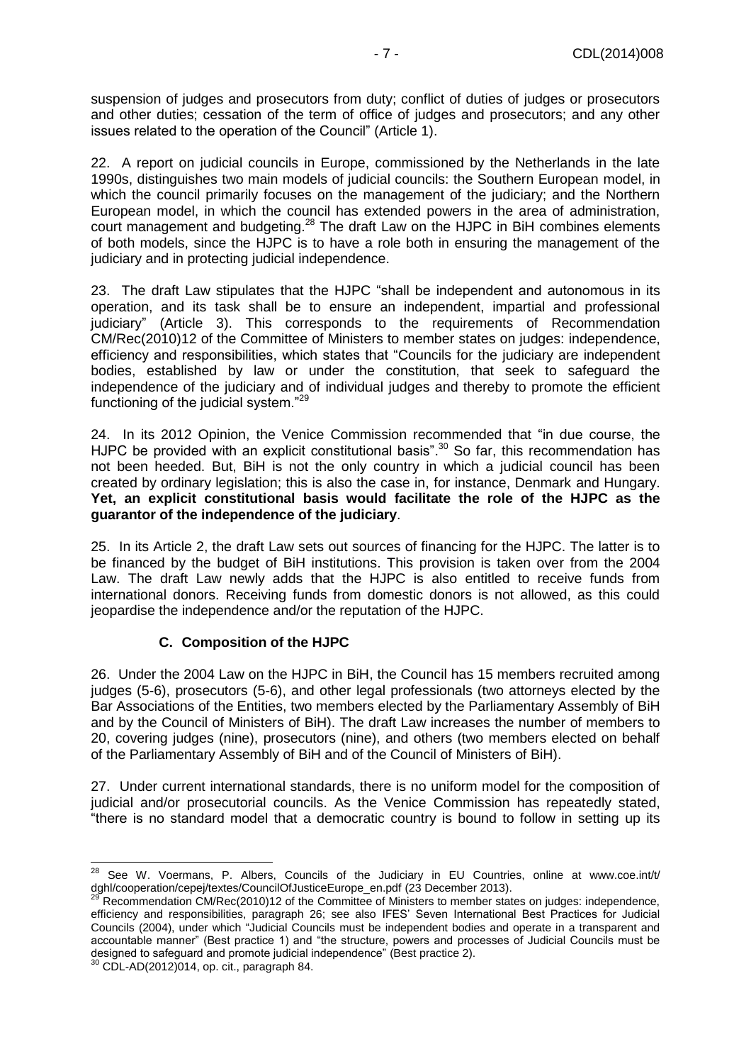suspension of judges and prosecutors from duty; conflict of duties of judges or prosecutors and other duties; cessation of the term of office of judges and prosecutors; and any other issues related to the operation of the Council" (Article 1).

22. A report on judicial councils in Europe, commissioned by the Netherlands in the late 1990s, distinguishes two main models of judicial councils: the Southern European model, in which the council primarily focuses on the management of the judiciary; and the Northern European model, in which the council has extended powers in the area of administration, court management and budgeting.[28] The draft Law on the HJPC in BiH combines elements of both models, since the HJPC is to have a role both in ensuring the management of the judiciary and in protecting judicial independence.

23. The draft Law stipulates that the HJPC "shall be independent and autonomous in its operation, and its task shall be to ensure an independent, impartial and professional judiciary" (Article 3). This corresponds to the requirements of Recommendation CM/Rec(2010)12 of the Committee of Ministers to member states on judges: independence, efficiency and responsibilities, which states that "Councils for the judiciary are independent bodies, established by law or under the constitution, that seek to safeguard the independence of the judiciary and of individual judges and thereby to promote the efficient functioning of the judicial system."[29]

24. In its 2012 Opinion, the Venice Commission recommended that "in due course, the HJPC be provided with an explicit constitutional basis".[30] So far, this recommendation has not been heeded. But, BiH is not the only country in which a judicial council has been created by ordinary legislation; this is also the case in, for instance, Denmark and Hungary. **Yet, an explicit constitutional basis would facilitate the role of the HJPC as the guarantor of the independence of the judiciary**.

25. In its Article 2, the draft Law sets out sources of financing for the HJPC. The latter is to be financed by the budget of BiH institutions. This provision is taken over from the 2004 Law. The draft Law newly adds that the HJPC is also entitled to receive funds from international donors. Receiving funds from domestic donors is not allowed, as this could jeopardise the independence and/or the reputation of the HJPC.

### C. Composition of the HJPC

26. Under the 2004 Law on the HJPC in BiH, the Council has 15 members recruited among judges (5-6), prosecutors (5-6), and other legal professionals (two attorneys elected by the Bar Associations of the Entities, two members elected by the Parliamentary Assembly of BiH and by the Council of Ministers of BiH). The draft Law increases the number of members to 20, covering judges (nine), prosecutors (nine), and others (two members elected on behalf of the Parliamentary Assembly of BiH and of the Council of Ministers of BiH).

27. Under current international standards, there is no uniform model for the composition of judicial and/or prosecutorial councils. As the Venice Commission has repeatedly stated, "there is no standard model that a democratic country is bound to follow in setting up its

---

[28] See W. Voermans, P. Albers, Councils of the Judiciary in EU Countries, online at www.coe.int/t/dghl/cooperation/cepej/textes/CouncilOfJusticeEurope_en.pdf (23 December 2013).

[29] Recommendation CM/Rec(2010)12 of the Committee of Ministers to member states on judges: independence, efficiency and responsibilities, paragraph 26; see also IFES' Seven International Best Practices for Judicial Councils (2004), under which "Judicial Councils must be independent bodies and operate in a transparent and accountable manner" (Best practice 1) and "the structure, powers and processes of Judicial Councils must be designed to safeguard and promote judicial independence" (Best practice 2).

[30] CDL-AD(2012)014, op. cit., paragraph 84.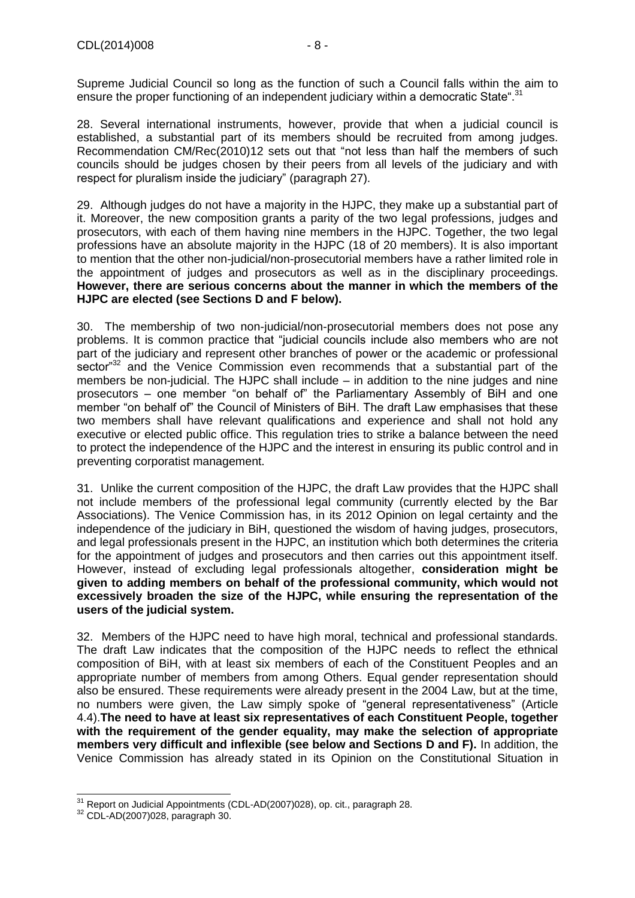Supreme Judicial Council so long as the function of such a Council falls within the aim to ensure the proper functioning of an independent judiciary within a democratic State".[31]

28. Several international instruments, however, provide that when a judicial council is established, a substantial part of its members should be recruited from among judges. Recommendation CM/Rec(2010)12 sets out that "not less than half the members of such councils should be judges chosen by their peers from all levels of the judiciary and with respect for pluralism inside the judiciary" (paragraph 27).

29. Although judges do not have a majority in the HJPC, they make up a substantial part of it. Moreover, the new composition grants a parity of the two legal professions, judges and prosecutors, with each of them having nine members in the HJPC. Together, the two legal professions have an absolute majority in the HJPC (18 of 20 members). It is also important to mention that the other non-judicial/non-prosecutorial members have a rather limited role in the appointment of judges and prosecutors as well as in the disciplinary proceedings. **However, there are serious concerns about the manner in which the members of the HJPC are elected (see Sections D and F below).**

30. The membership of two non-judicial/non-prosecutorial members does not pose any problems. It is common practice that "judicial councils include also members who are not part of the judiciary and represent other branches of power or the academic or professional sector"[32] and the Venice Commission even recommends that a substantial part of the members be non-judicial. The HJPC shall include – in addition to the nine judges and nine prosecutors – one member "on behalf of" the Parliamentary Assembly of BiH and one member "on behalf of" the Council of Ministers of BiH. The draft Law emphasises that these two members shall have relevant qualifications and experience and shall not hold any executive or elected public office. This regulation tries to strike a balance between the need to protect the independence of the HJPC and the interest in ensuring its public control and in preventing corporatist management.

31. Unlike the current composition of the HJPC, the draft Law provides that the HJPC shall not include members of the professional legal community (currently elected by the Bar Associations). The Venice Commission has, in its 2012 Opinion on legal certainty and the independence of the judiciary in BiH, questioned the wisdom of having judges, prosecutors, and legal professionals present in the HJPC, an institution which both determines the criteria for the appointment of judges and prosecutors and then carries out this appointment itself. However, instead of excluding legal professionals altogether, **consideration might be given to adding members on behalf of the professional community, which would not excessively broaden the size of the HJPC, while ensuring the representation of the users of the judicial system.**

32. Members of the HJPC need to have high moral, technical and professional standards. The draft Law indicates that the composition of the HJPC needs to reflect the ethnical composition of BiH, with at least six members of each of the Constituent Peoples and an appropriate number of members from among Others. Equal gender representation should also be ensured. These requirements were already present in the 2004 Law, but at the time, no numbers were given, the Law simply spoke of "general representativeness" (Article 4.4).**The need to have at least six representatives of each Constituent People, together with the requirement of the gender equality, may make the selection of appropriate members very difficult and inflexible (see below and Sections D and F).** In addition, the Venice Commission has already stated in its Opinion on the Constitutional Situation in

---

[31] Report on Judicial Appointments (CDL-AD(2007)028), op. cit., paragraph 28.

[32] CDL-AD(2007)028, paragraph 30.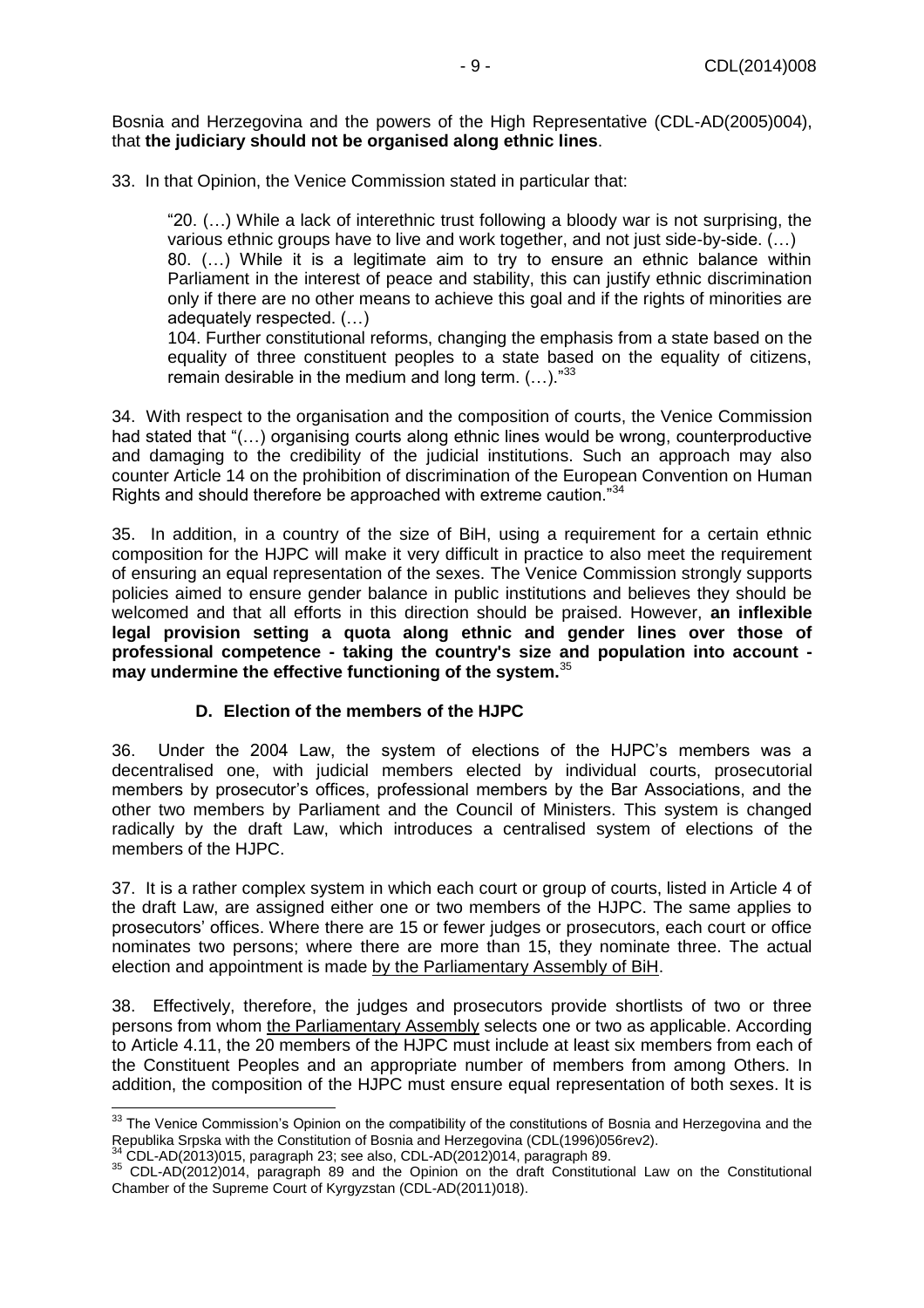Bosnia and Herzegovina and the powers of the High Representative (CDL-AD(2005)004), that **the judiciary should not be organised along ethnic lines**.

33. In that Opinion, the Venice Commission stated in particular that:

> "20. (…) While a lack of interethnic trust following a bloody war is not surprising, the various ethnic groups have to live and work together, and not just side-by-side. (…)
> 80. (…) While it is a legitimate aim to try to ensure an ethnic balance within Parliament in the interest of peace and stability, this can justify ethnic discrimination only if there are no other means to achieve this goal and if the rights of minorities are adequately respected. (…)
> 104. Further constitutional reforms, changing the emphasis from a state based on the equality of three constituent peoples to a state based on the equality of citizens, remain desirable in the medium and long term. (…)."[33]

34. With respect to the organisation and the composition of courts, the Venice Commission had stated that "(…) organising courts along ethnic lines would be wrong, counterproductive and damaging to the credibility of the judicial institutions. Such an approach may also counter Article 14 on the prohibition of discrimination of the European Convention on Human Rights and should therefore be approached with extreme caution."[34]

35. In addition, in a country of the size of BiH, using a requirement for a certain ethnic composition for the HJPC will make it very difficult in practice to also meet the requirement of ensuring an equal representation of the sexes. The Venice Commission strongly supports policies aimed to ensure gender balance in public institutions and believes they should be welcomed and that all efforts in this direction should be praised. However, **an inflexible legal provision setting a quota along ethnic and gender lines over those of professional competence - taking the country's size and population into account - may undermine the effective functioning of the system.**[35]

### D. Election of the members of the HJPC

36. Under the 2004 Law, the system of elections of the HJPC's members was a decentralised one, with judicial members elected by individual courts, prosecutorial members by prosecutor's offices, professional members by the Bar Associations, and the other two members by Parliament and the Council of Ministers. This system is changed radically by the draft Law, which introduces a centralised system of elections of the members of the HJPC.

37. It is a rather complex system in which each court or group of courts, listed in Article 4 of the draft Law, are assigned either one or two members of the HJPC. The same applies to prosecutors' offices. Where there are 15 or fewer judges or prosecutors, each court or office nominates two persons; where there are more than 15, they nominate three. The actual election and appointment is made by the Parliamentary Assembly of BiH.

38. Effectively, therefore, the judges and prosecutors provide shortlists of two or three persons from whom the Parliamentary Assembly selects one or two as applicable. According to Article 4.11, the 20 members of the HJPC must include at least six members from each of the Constituent Peoples and an appropriate number of members from among Others. In addition, the composition of the HJPC must ensure equal representation of both sexes. It is

---

[33] The Venice Commission's Opinion on the compatibility of the constitutions of Bosnia and Herzegovina and the Republika Srpska with the Constitution of Bosnia and Herzegovina (CDL(1996)056rev2).

[34] CDL-AD(2013)015, paragraph 23; see also, CDL-AD(2012)014, paragraph 89.

[35] CDL-AD(2012)014, paragraph 89 and the Opinion on the draft Constitutional Law on the Constitutional Chamber of the Supreme Court of Kyrgyzstan (CDL-AD(2011)018).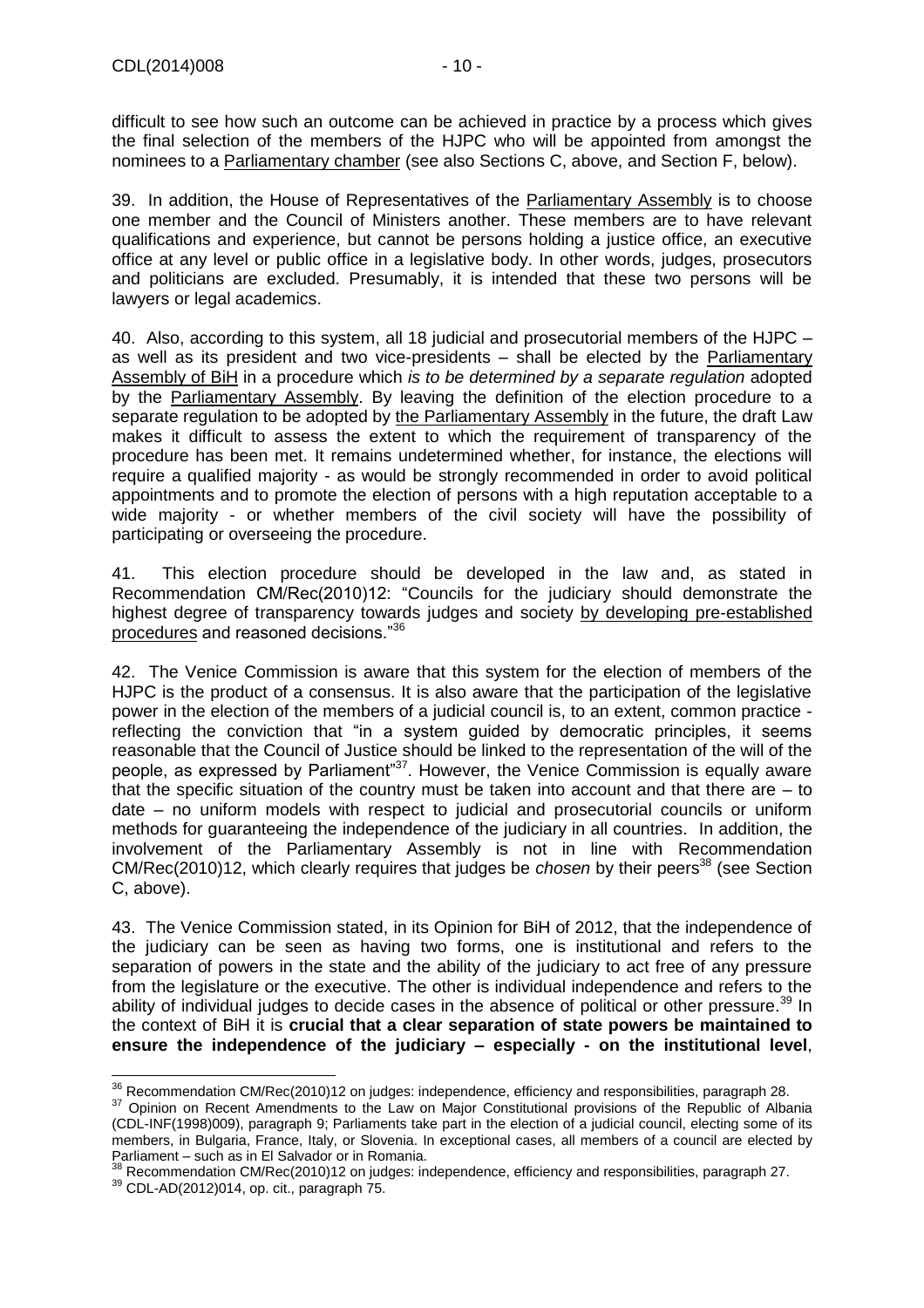difficult to see how such an outcome can be achieved in practice by a process which gives the final selection of the members of the HJPC who will be appointed from amongst the nominees to a <u>Parliamentary chamber</u> (see also Sections C, above, and Section F, below).

39. In addition, the House of Representatives of the <u>Parliamentary Assembly</u> is to choose one member and the Council of Ministers another. These members are to have relevant qualifications and experience, but cannot be persons holding a justice office, an executive office at any level or public office in a legislative body. In other words, judges, prosecutors and politicians are excluded. Presumably, it is intended that these two persons will be lawyers or legal academics.

40. Also, according to this system, all 18 judicial and prosecutorial members of the HJPC – as well as its president and two vice-presidents – shall be elected by the <u>Parliamentary Assembly of BiH</u> in a procedure which *is to be determined by a separate regulation* adopted by the <u>Parliamentary Assembly</u>. By leaving the definition of the election procedure to a separate regulation to be adopted by <u>the Parliamentary Assembly</u> in the future, the draft Law makes it difficult to assess the extent to which the requirement of transparency of the procedure has been met. It remains undetermined whether, for instance, the elections will require a qualified majority - as would be strongly recommended in order to avoid political appointments and to promote the election of persons with a high reputation acceptable to a wide majority - or whether members of the civil society will have the possibility of participating or overseeing the procedure.

41. This election procedure should be developed in the law and, as stated in Recommendation CM/Rec(2010)12: "Councils for the judiciary should demonstrate the highest degree of transparency towards judges and society <u>by developing pre-established procedures</u> and reasoned decisions."[36]

42. The Venice Commission is aware that this system for the election of members of the HJPC is the product of a consensus. It is also aware that the participation of the legislative power in the election of the members of a judicial council is, to an extent, common practice - reflecting the conviction that "in a system guided by democratic principles, it seems reasonable that the Council of Justice should be linked to the representation of the will of the people, as expressed by Parliament"[37]. However, the Venice Commission is equally aware that the specific situation of the country must be taken into account and that there are – to date – no uniform models with respect to judicial and prosecutorial councils or uniform methods for guaranteeing the independence of the judiciary in all countries. In addition, the involvement of the Parliamentary Assembly is not in line with Recommendation CM/Rec(2010)12, which clearly requires that judges be *chosen* by their peers[38] (see Section C, above).

43. The Venice Commission stated, in its Opinion for BiH of 2012, that the independence of the judiciary can be seen as having two forms, one is institutional and refers to the separation of powers in the state and the ability of the judiciary to act free of any pressure from the legislature or the executive. The other is individual independence and refers to the ability of individual judges to decide cases in the absence of political or other pressure.[39] In the context of BiH it is **crucial that a clear separation of state powers be maintained to ensure the independence of the judiciary – especially - on the institutional level**,

---

[36] Recommendation CM/Rec(2010)12 on judges: independence, efficiency and responsibilities, paragraph 28.

[37] Opinion on Recent Amendments to the Law on Major Constitutional provisions of the Republic of Albania (CDL-INF(1998)009), paragraph 9; Parliaments take part in the election of a judicial council, electing some of its members, in Bulgaria, France, Italy, or Slovenia. In exceptional cases, all members of a council are elected by Parliament – such as in El Salvador or in Romania.

[38] Recommendation CM/Rec(2010)12 on judges: independence, efficiency and responsibilities, paragraph 27.

[39] CDL-AD(2012)014, op. cit., paragraph 75.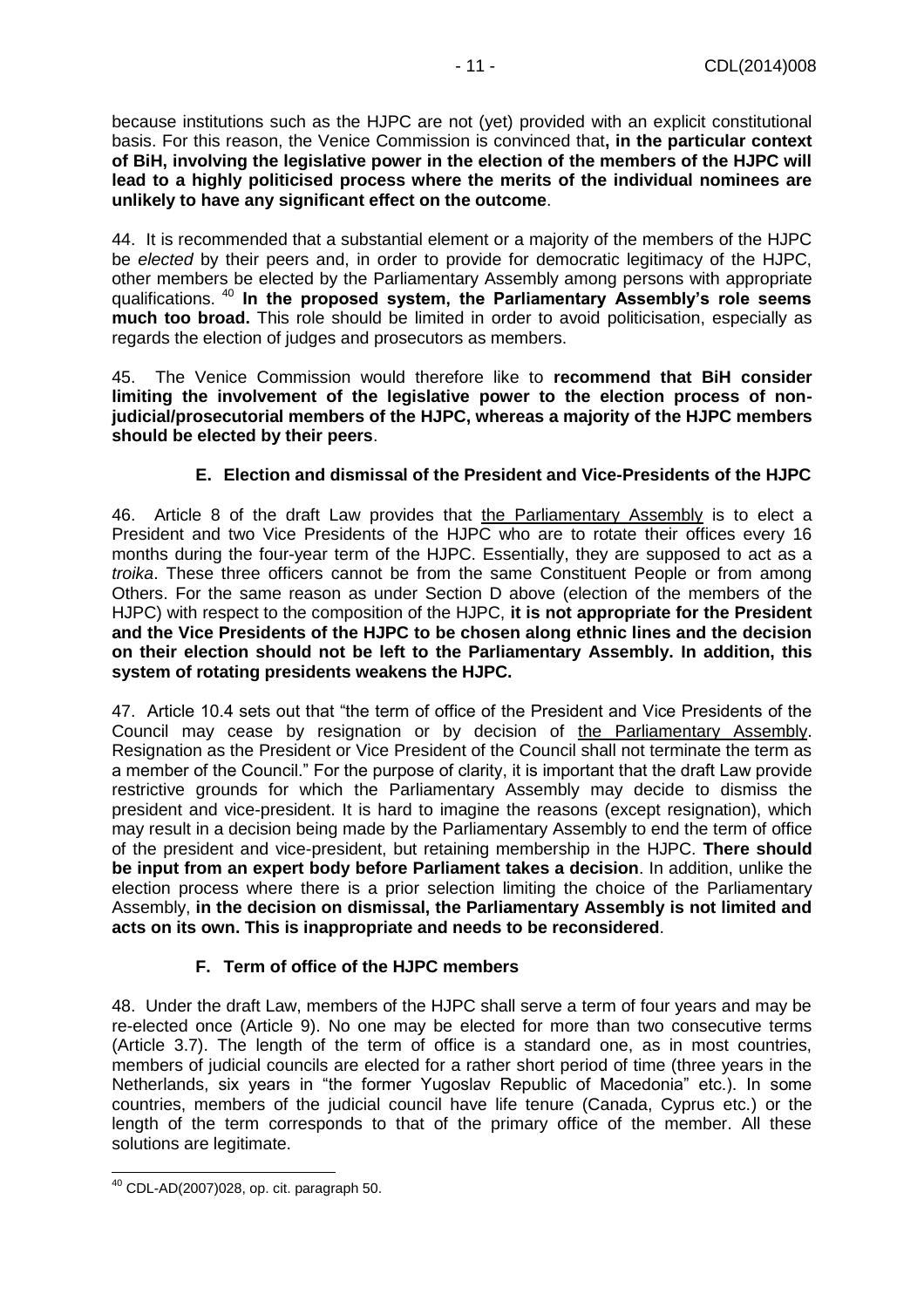because institutions such as the HJPC are not (yet) provided with an explicit constitutional basis. For this reason, the Venice Commission is convinced that**, in the particular context of BiH, involving the legislative power in the election of the members of the HJPC will lead to a highly politicised process where the merits of the individual nominees are unlikely to have any significant effect on the outcome**.

44. It is recommended that a substantial element or a majority of the members of the HJPC be *elected* by their peers and, in order to provide for democratic legitimacy of the HJPC, other members be elected by the Parliamentary Assembly among persons with appropriate qualifications. [40] **In the proposed system, the Parliamentary Assembly's role seems much too broad.** This role should be limited in order to avoid politicisation, especially as regards the election of judges and prosecutors as members.

45. The Venice Commission would therefore like to **recommend that BiH consider limiting the involvement of the legislative power to the election process of non-judicial/prosecutorial members of the HJPC, whereas a majority of the HJPC members should be elected by their peers**.

### E. Election and dismissal of the President and Vice-Presidents of the HJPC

46. Article 8 of the draft Law provides that the Parliamentary Assembly is to elect a President and two Vice Presidents of the HJPC who are to rotate their offices every 16 months during the four-year term of the HJPC. Essentially, they are supposed to act as a *troika*. These three officers cannot be from the same Constituent People or from among Others. For the same reason as under Section D above (election of the members of the HJPC) with respect to the composition of the HJPC, **it is not appropriate for the President and the Vice Presidents of the HJPC to be chosen along ethnic lines and the decision on their election should not be left to the Parliamentary Assembly. In addition, this system of rotating presidents weakens the HJPC.**

47. Article 10.4 sets out that "the term of office of the President and Vice Presidents of the Council may cease by resignation or by decision of the Parliamentary Assembly. Resignation as the President or Vice President of the Council shall not terminate the term as a member of the Council." For the purpose of clarity, it is important that the draft Law provide restrictive grounds for which the Parliamentary Assembly may decide to dismiss the president and vice-president. It is hard to imagine the reasons (except resignation), which may result in a decision being made by the Parliamentary Assembly to end the term of office of the president and vice-president, but retaining membership in the HJPC. **There should be input from an expert body before Parliament takes a decision**. In addition, unlike the election process where there is a prior selection limiting the choice of the Parliamentary Assembly, **in the decision on dismissal, the Parliamentary Assembly is not limited and acts on its own. This is inappropriate and needs to be reconsidered**.

### F. Term of office of the HJPC members

48. Under the draft Law, members of the HJPC shall serve a term of four years and may be re-elected once (Article 9). No one may be elected for more than two consecutive terms (Article 3.7). The length of the term of office is a standard one, as in most countries, members of judicial councils are elected for a rather short period of time (three years in the Netherlands, six years in "the former Yugoslav Republic of Macedonia" etc.). In some countries, members of the judicial council have life tenure (Canada, Cyprus etc.) or the length of the term corresponds to that of the primary office of the member. All these solutions are legitimate.

---

[40] CDL-AD(2007)028, op. cit. paragraph 50.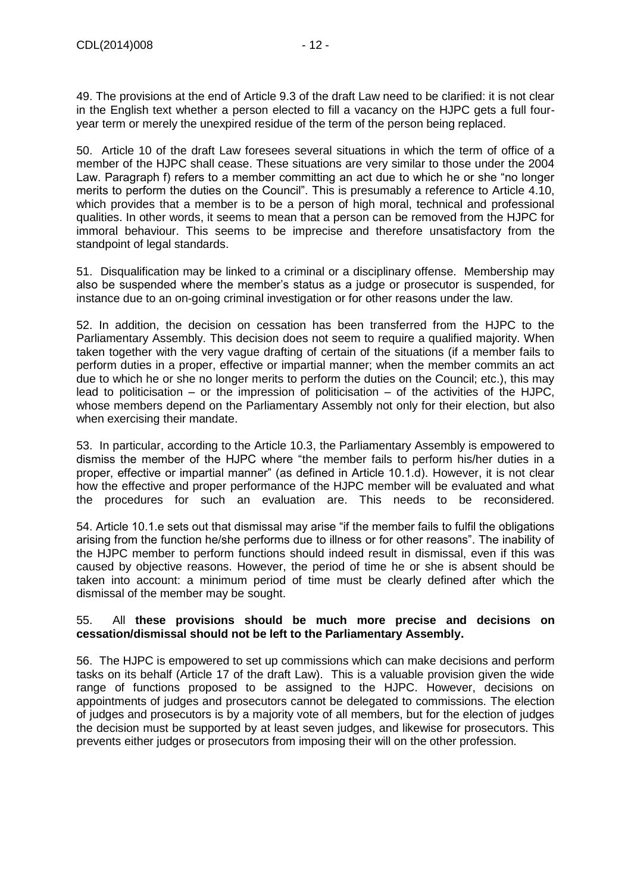49. The provisions at the end of Article 9.3 of the draft Law need to be clarified: it is not clear in the English text whether a person elected to fill a vacancy on the HJPC gets a full four-year term or merely the unexpired residue of the term of the person being replaced.

50. Article 10 of the draft Law foresees several situations in which the term of office of a member of the HJPC shall cease. These situations are very similar to those under the 2004 Law. Paragraph f) refers to a member committing an act due to which he or she "no longer merits to perform the duties on the Council". This is presumably a reference to Article 4.10, which provides that a member is to be a person of high moral, technical and professional qualities. In other words, it seems to mean that a person can be removed from the HJPC for immoral behaviour. This seems to be imprecise and therefore unsatisfactory from the standpoint of legal standards.

51. Disqualification may be linked to a criminal or a disciplinary offense. Membership may also be suspended where the member's status as a judge or prosecutor is suspended, for instance due to an on-going criminal investigation or for other reasons under the law.

52. In addition, the decision on cessation has been transferred from the HJPC to the Parliamentary Assembly. This decision does not seem to require a qualified majority. When taken together with the very vague drafting of certain of the situations (if a member fails to perform duties in a proper, effective or impartial manner; when the member commits an act due to which he or she no longer merits to perform the duties on the Council; etc.), this may lead to politicisation – or the impression of politicisation – of the activities of the HJPC, whose members depend on the Parliamentary Assembly not only for their election, but also when exercising their mandate.

53. In particular, according to the Article 10.3, the Parliamentary Assembly is empowered to dismiss the member of the HJPC where "the member fails to perform his/her duties in a proper, effective or impartial manner" (as defined in Article 10.1.d). However, it is not clear how the effective and proper performance of the HJPC member will be evaluated and what the procedures for such an evaluation are. This needs to be reconsidered.

54. Article 10.1.e sets out that dismissal may arise "if the member fails to fulfil the obligations arising from the function he/she performs due to illness or for other reasons". The inability of the HJPC member to perform functions should indeed result in dismissal, even if this was caused by objective reasons. However, the period of time he or she is absent should be taken into account: a minimum period of time must be clearly defined after which the dismissal of the member may be sought.

55. All **these provisions should be much more precise and decisions on cessation/dismissal should not be left to the Parliamentary Assembly.**

56. The HJPC is empowered to set up commissions which can make decisions and perform tasks on its behalf (Article 17 of the draft Law). This is a valuable provision given the wide range of functions proposed to be assigned to the HJPC. However, decisions on appointments of judges and prosecutors cannot be delegated to commissions. The election of judges and prosecutors is by a majority vote of all members, but for the election of judges the decision must be supported by at least seven judges, and likewise for prosecutors. This prevents either judges or prosecutors from imposing their will on the other profession.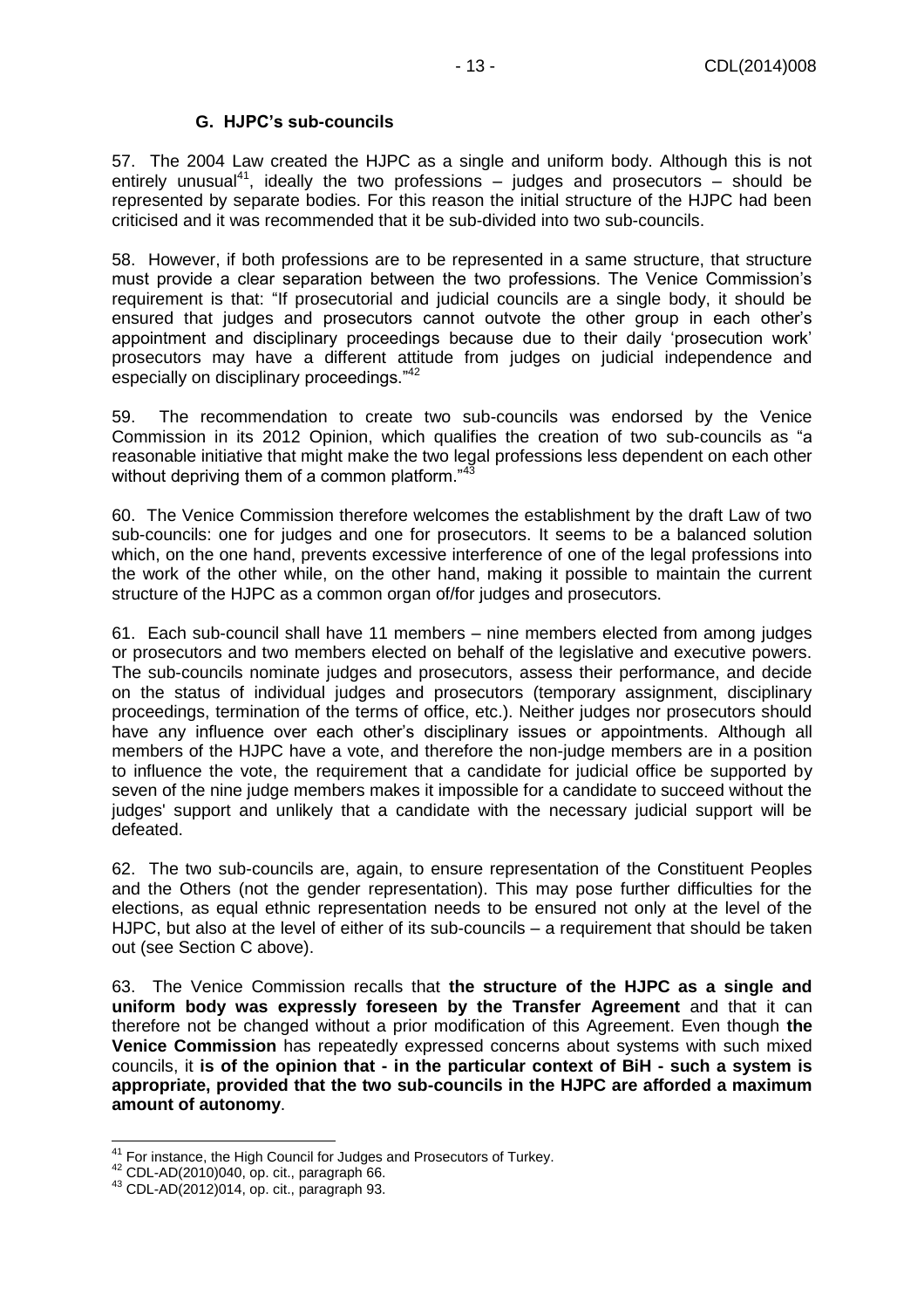### G. HJPC's sub-councils

57. The 2004 Law created the HJPC as a single and uniform body. Although this is not entirely unusual[41], ideally the two professions – judges and prosecutors – should be represented by separate bodies. For this reason the initial structure of the HJPC had been criticised and it was recommended that it be sub-divided into two sub-councils.

58. However, if both professions are to be represented in a same structure, that structure must provide a clear separation between the two professions. The Venice Commission's requirement is that: "If prosecutorial and judicial councils are a single body, it should be ensured that judges and prosecutors cannot outvote the other group in each other's appointment and disciplinary proceedings because due to their daily 'prosecution work' prosecutors may have a different attitude from judges on judicial independence and especially on disciplinary proceedings."[42]

59. The recommendation to create two sub-councils was endorsed by the Venice Commission in its 2012 Opinion, which qualifies the creation of two sub-councils as "a reasonable initiative that might make the two legal professions less dependent on each other without depriving them of a common platform."[43]

60. The Venice Commission therefore welcomes the establishment by the draft Law of two sub-councils: one for judges and one for prosecutors. It seems to be a balanced solution which, on the one hand, prevents excessive interference of one of the legal professions into the work of the other while, on the other hand, making it possible to maintain the current structure of the HJPC as a common organ of/for judges and prosecutors.

61. Each sub-council shall have 11 members – nine members elected from among judges or prosecutors and two members elected on behalf of the legislative and executive powers. The sub-councils nominate judges and prosecutors, assess their performance, and decide on the status of individual judges and prosecutors (temporary assignment, disciplinary proceedings, termination of the terms of office, etc.). Neither judges nor prosecutors should have any influence over each other's disciplinary issues or appointments. Although all members of the HJPC have a vote, and therefore the non-judge members are in a position to influence the vote, the requirement that a candidate for judicial office be supported by seven of the nine judge members makes it impossible for a candidate to succeed without the judges' support and unlikely that a candidate with the necessary judicial support will be defeated.

62. The two sub-councils are, again, to ensure representation of the Constituent Peoples and the Others (not the gender representation). This may pose further difficulties for the elections, as equal ethnic representation needs to be ensured not only at the level of the HJPC, but also at the level of either of its sub-councils – a requirement that should be taken out (see Section C above).

63. The Venice Commission recalls that **the structure of the HJPC as a single and uniform body was expressly foreseen by the Transfer Agreement** and that it can therefore not be changed without a prior modification of this Agreement. Even though **the Venice Commission** has repeatedly expressed concerns about systems with such mixed councils, it **is of the opinion that - in the particular context of BiH - such a system is appropriate, provided that the two sub-councils in the HJPC are afforded a maximum amount of autonomy**.

---

[41] For instance, the High Council for Judges and Prosecutors of Turkey.

[42] CDL-AD(2010)040, op. cit., paragraph 66.

[43] CDL-AD(2012)014, op. cit., paragraph 93.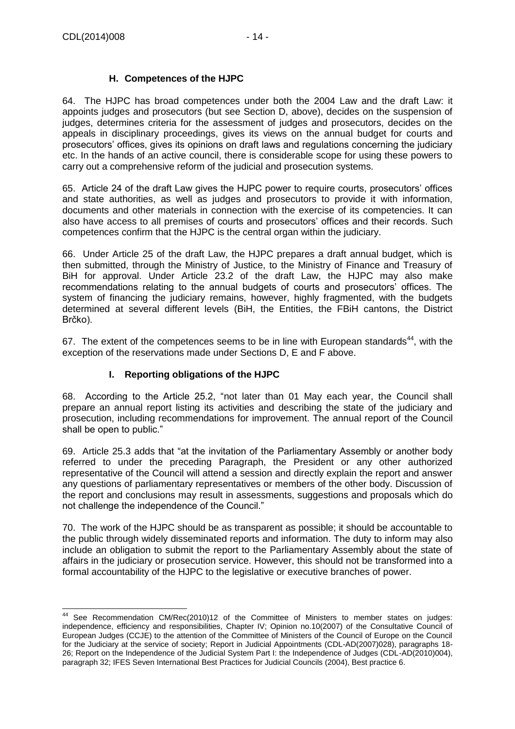### H. Competences of the HJPC

64. The HJPC has broad competences under both the 2004 Law and the draft Law: it appoints judges and prosecutors (but see Section D, above), decides on the suspension of judges, determines criteria for the assessment of judges and prosecutors, decides on the appeals in disciplinary proceedings, gives its views on the annual budget for courts and prosecutors' offices, gives its opinions on draft laws and regulations concerning the judiciary etc. In the hands of an active council, there is considerable scope for using these powers to carry out a comprehensive reform of the judicial and prosecution systems.

65. Article 24 of the draft Law gives the HJPC power to require courts, prosecutors' offices and state authorities, as well as judges and prosecutors to provide it with information, documents and other materials in connection with the exercise of its competencies. It can also have access to all premises of courts and prosecutors' offices and their records. Such competences confirm that the HJPC is the central organ within the judiciary.

66. Under Article 25 of the draft Law, the HJPC prepares a draft annual budget, which is then submitted, through the Ministry of Justice, to the Ministry of Finance and Treasury of BiH for approval. Under Article 23.2 of the draft Law, the HJPC may also make recommendations relating to the annual budgets of courts and prosecutors' offices. The system of financing the judiciary remains, however, highly fragmented, with the budgets determined at several different levels (BiH, the Entities, the FBiH cantons, the District Brčko).

67. The extent of the competences seems to be in line with European standards[44], with the exception of the reservations made under Sections D, E and F above.

### I. Reporting obligations of the HJPC

68. According to the Article 25.2, "not later than 01 May each year, the Council shall prepare an annual report listing its activities and describing the state of the judiciary and prosecution, including recommendations for improvement. The annual report of the Council shall be open to public."

69. Article 25.3 adds that "at the invitation of the Parliamentary Assembly or another body referred to under the preceding Paragraph, the President or any other authorized representative of the Council will attend a session and directly explain the report and answer any questions of parliamentary representatives or members of the other body. Discussion of the report and conclusions may result in assessments, suggestions and proposals which do not challenge the independence of the Council."

70. The work of the HJPC should be as transparent as possible; it should be accountable to the public through widely disseminated reports and information. The duty to inform may also include an obligation to submit the report to the Parliamentary Assembly about the state of affairs in the judiciary or prosecution service. However, this should not be transformed into a formal accountability of the HJPC to the legislative or executive branches of power.

---

[44] See Recommendation CM/Rec(2010)12 of the Committee of Ministers to member states on judges: independence, efficiency and responsibilities, Chapter IV; Opinion no.10(2007) of the Consultative Council of European Judges (CCJE) to the attention of the Committee of Ministers of the Council of Europe on the Council for the Judiciary at the service of society; Report in Judicial Appointments (CDL-AD(2007)028), paragraphs 18-26; Report on the Independence of the Judicial System Part I: the Independence of Judges (CDL-AD(2010)004), paragraph 32; IFES Seven International Best Practices for Judicial Councils (2004), Best practice 6.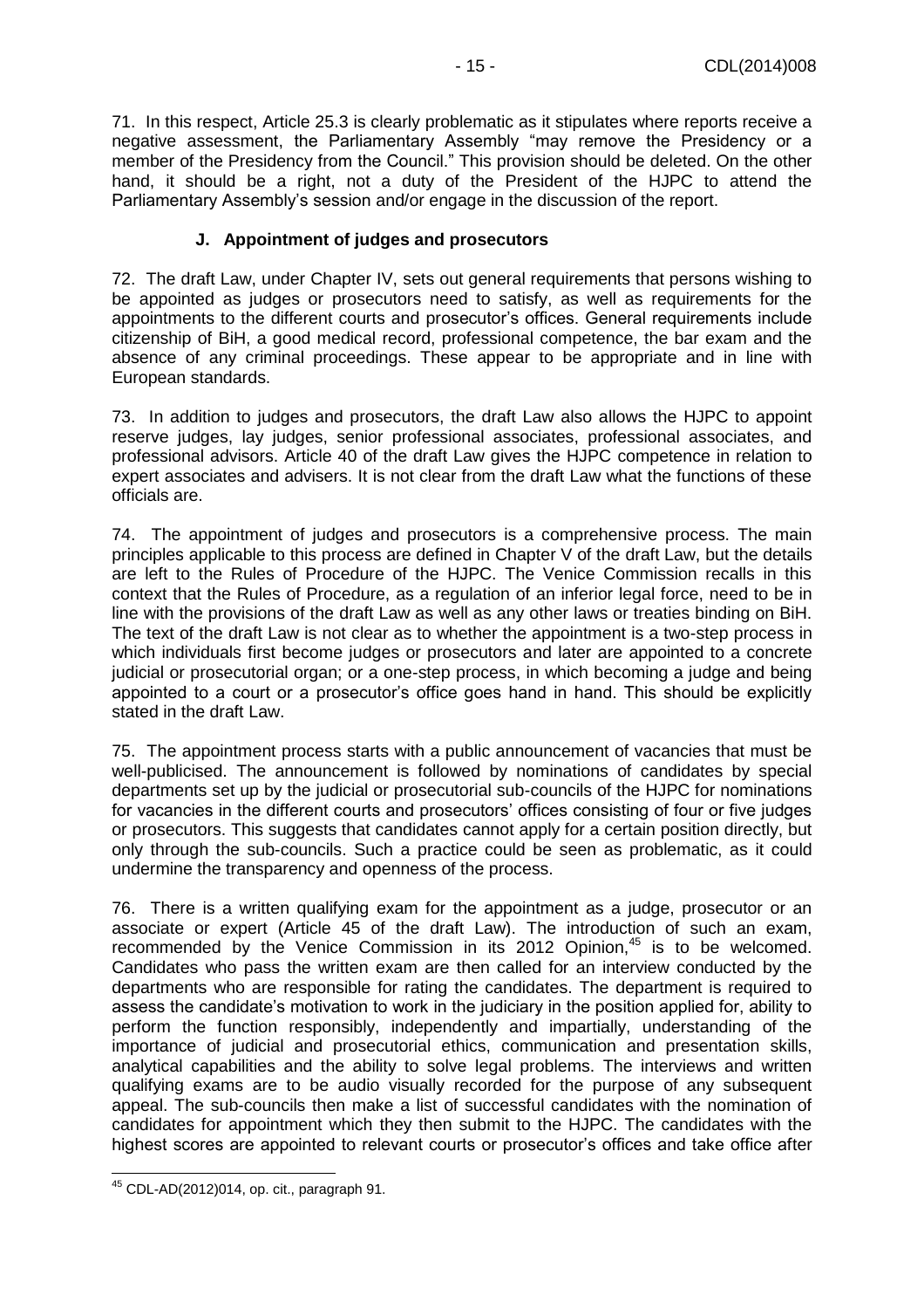71. In this respect, Article 25.3 is clearly problematic as it stipulates where reports receive a negative assessment, the Parliamentary Assembly "may remove the Presidency or a member of the Presidency from the Council." This provision should be deleted. On the other hand, it should be a right, not a duty of the President of the HJPC to attend the Parliamentary Assembly's session and/or engage in the discussion of the report.

### J. Appointment of judges and prosecutors

72. The draft Law, under Chapter IV, sets out general requirements that persons wishing to be appointed as judges or prosecutors need to satisfy, as well as requirements for the appointments to the different courts and prosecutor's offices. General requirements include citizenship of BiH, a good medical record, professional competence, the bar exam and the absence of any criminal proceedings. These appear to be appropriate and in line with European standards.

73. In addition to judges and prosecutors, the draft Law also allows the HJPC to appoint reserve judges, lay judges, senior professional associates, professional associates, and professional advisors. Article 40 of the draft Law gives the HJPC competence in relation to expert associates and advisers. It is not clear from the draft Law what the functions of these officials are.

74. The appointment of judges and prosecutors is a comprehensive process. The main principles applicable to this process are defined in Chapter V of the draft Law, but the details are left to the Rules of Procedure of the HJPC. The Venice Commission recalls in this context that the Rules of Procedure, as a regulation of an inferior legal force, need to be in line with the provisions of the draft Law as well as any other laws or treaties binding on BiH. The text of the draft Law is not clear as to whether the appointment is a two-step process in which individuals first become judges or prosecutors and later are appointed to a concrete judicial or prosecutorial organ; or a one-step process, in which becoming a judge and being appointed to a court or a prosecutor's office goes hand in hand. This should be explicitly stated in the draft Law.

75. The appointment process starts with a public announcement of vacancies that must be well-publicised. The announcement is followed by nominations of candidates by special departments set up by the judicial or prosecutorial sub-councils of the HJPC for nominations for vacancies in the different courts and prosecutors' offices consisting of four or five judges or prosecutors. This suggests that candidates cannot apply for a certain position directly, but only through the sub-councils. Such a practice could be seen as problematic, as it could undermine the transparency and openness of the process.

76. There is a written qualifying exam for the appointment as a judge, prosecutor or an associate or expert (Article 45 of the draft Law). The introduction of such an exam, recommended by the Venice Commission in its 2012 Opinion,[45] is to be welcomed. Candidates who pass the written exam are then called for an interview conducted by the departments who are responsible for rating the candidates. The department is required to assess the candidate's motivation to work in the judiciary in the position applied for, ability to perform the function responsibly, independently and impartially, understanding of the importance of judicial and prosecutorial ethics, communication and presentation skills, analytical capabilities and the ability to solve legal problems. The interviews and written qualifying exams are to be audio visually recorded for the purpose of any subsequent appeal. The sub-councils then make a list of successful candidates with the nomination of candidates for appointment which they then submit to the HJPC. The candidates with the highest scores are appointed to relevant courts or prosecutor's offices and take office after

---

[45] CDL-AD(2012)014, op. cit., paragraph 91.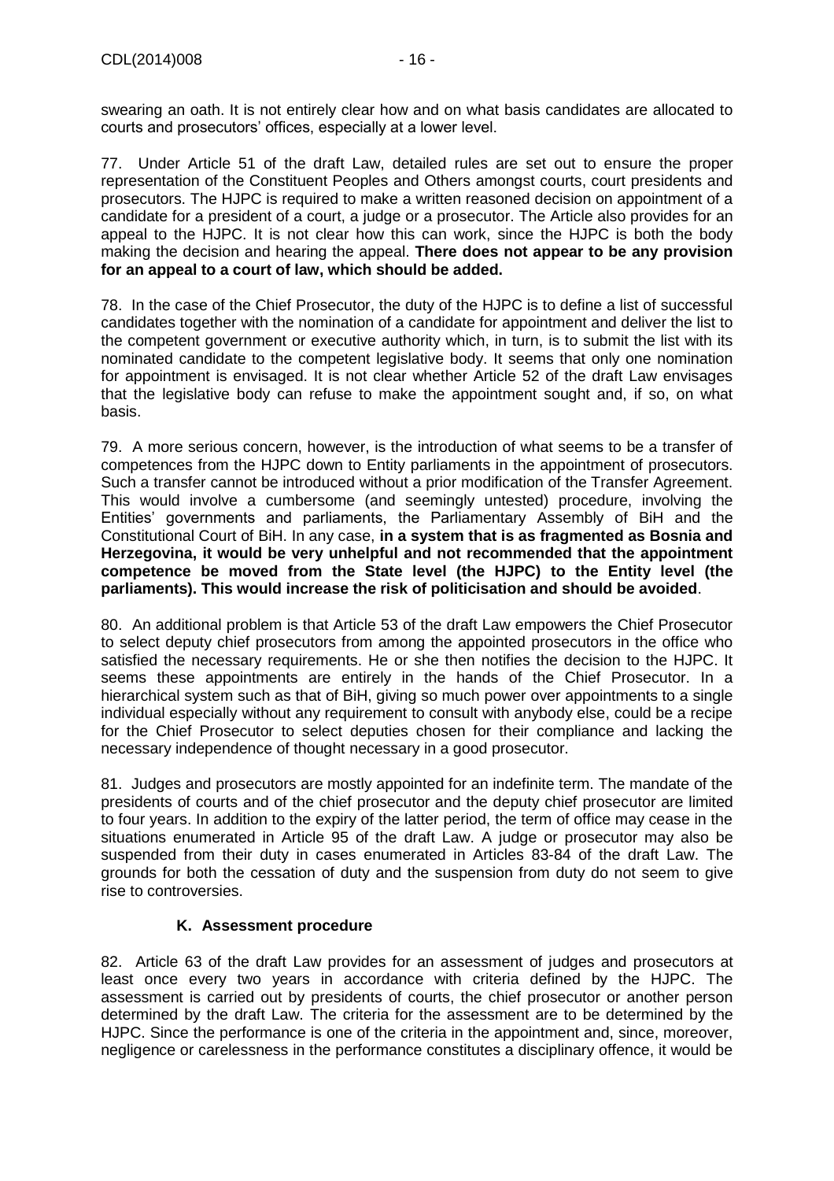swearing an oath. It is not entirely clear how and on what basis candidates are allocated to courts and prosecutors' offices, especially at a lower level.

77. Under Article 51 of the draft Law, detailed rules are set out to ensure the proper representation of the Constituent Peoples and Others amongst courts, court presidents and prosecutors. The HJPC is required to make a written reasoned decision on appointment of a candidate for a president of a court, a judge or a prosecutor. The Article also provides for an appeal to the HJPC. It is not clear how this can work, since the HJPC is both the body making the decision and hearing the appeal. **There does not appear to be any provision for an appeal to a court of law, which should be added.**

78. In the case of the Chief Prosecutor, the duty of the HJPC is to define a list of successful candidates together with the nomination of a candidate for appointment and deliver the list to the competent government or executive authority which, in turn, is to submit the list with its nominated candidate to the competent legislative body. It seems that only one nomination for appointment is envisaged. It is not clear whether Article 52 of the draft Law envisages that the legislative body can refuse to make the appointment sought and, if so, on what basis.

79. A more serious concern, however, is the introduction of what seems to be a transfer of competences from the HJPC down to Entity parliaments in the appointment of prosecutors. Such a transfer cannot be introduced without a prior modification of the Transfer Agreement. This would involve a cumbersome (and seemingly untested) procedure, involving the Entities' governments and parliaments, the Parliamentary Assembly of BiH and the Constitutional Court of BiH. In any case, **in a system that is as fragmented as Bosnia and Herzegovina, it would be very unhelpful and not recommended that the appointment competence be moved from the State level (the HJPC) to the Entity level (the parliaments). This would increase the risk of politicisation and should be avoided**.

80. An additional problem is that Article 53 of the draft Law empowers the Chief Prosecutor to select deputy chief prosecutors from among the appointed prosecutors in the office who satisfied the necessary requirements. He or she then notifies the decision to the HJPC. It seems these appointments are entirely in the hands of the Chief Prosecutor. In a hierarchical system such as that of BiH, giving so much power over appointments to a single individual especially without any requirement to consult with anybody else, could be a recipe for the Chief Prosecutor to select deputies chosen for their compliance and lacking the necessary independence of thought necessary in a good prosecutor.

81. Judges and prosecutors are mostly appointed for an indefinite term. The mandate of the presidents of courts and of the chief prosecutor and the deputy chief prosecutor are limited to four years. In addition to the expiry of the latter period, the term of office may cease in the situations enumerated in Article 95 of the draft Law. A judge or prosecutor may also be suspended from their duty in cases enumerated in Articles 83-84 of the draft Law. The grounds for both the cessation of duty and the suspension from duty do not seem to give rise to controversies.

### K. Assessment procedure

82. Article 63 of the draft Law provides for an assessment of judges and prosecutors at least once every two years in accordance with criteria defined by the HJPC. The assessment is carried out by presidents of courts, the chief prosecutor or another person determined by the draft Law. The criteria for the assessment are to be determined by the HJPC. Since the performance is one of the criteria in the appointment and, since, moreover, negligence or carelessness in the performance constitutes a disciplinary offence, it would be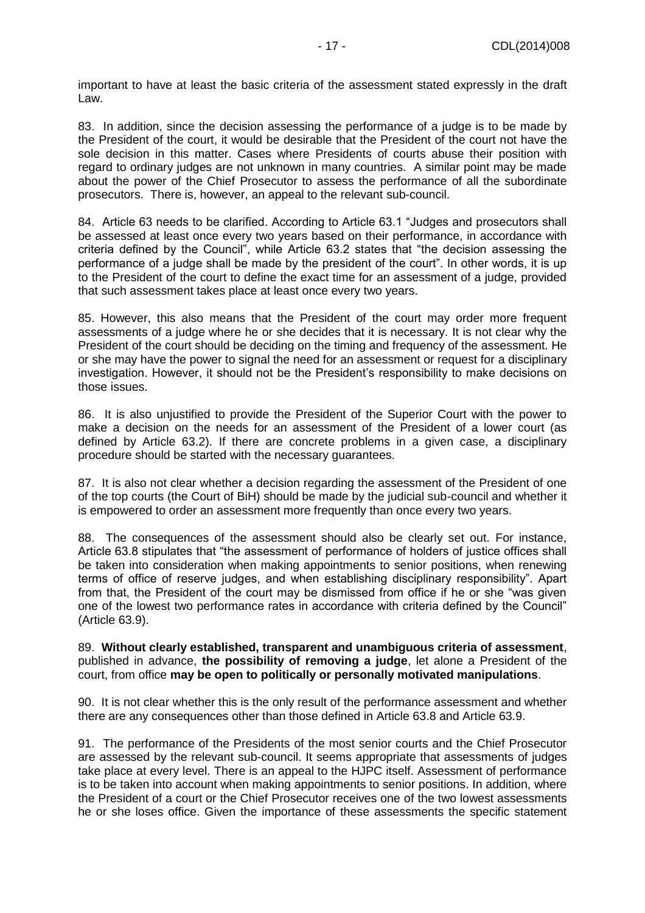important to have at least the basic criteria of the assessment stated expressly in the draft Law.

83. In addition, since the decision assessing the performance of a judge is to be made by the President of the court, it would be desirable that the President of the court not have the sole decision in this matter. Cases where Presidents of courts abuse their position with regard to ordinary judges are not unknown in many countries. A similar point may be made about the power of the Chief Prosecutor to assess the performance of all the subordinate prosecutors. There is, however, an appeal to the relevant sub-council.

84. Article 63 needs to be clarified. According to Article 63.1 "Judges and prosecutors shall be assessed at least once every two years based on their performance, in accordance with criteria defined by the Council", while Article 63.2 states that "the decision assessing the performance of a judge shall be made by the president of the court". In other words, it is up to the President of the court to define the exact time for an assessment of a judge, provided that such assessment takes place at least once every two years.

85. However, this also means that the President of the court may order more frequent assessments of a judge where he or she decides that it is necessary. It is not clear why the President of the court should be deciding on the timing and frequency of the assessment. He or she may have the power to signal the need for an assessment or request for a disciplinary investigation. However, it should not be the President's responsibility to make decisions on those issues.

86. It is also unjustified to provide the President of the Superior Court with the power to make a decision on the needs for an assessment of the President of a lower court (as defined by Article 63.2). If there are concrete problems in a given case, a disciplinary procedure should be started with the necessary guarantees.

87. It is also not clear whether a decision regarding the assessment of the President of one of the top courts (the Court of BiH) should be made by the judicial sub-council and whether it is empowered to order an assessment more frequently than once every two years.

88. The consequences of the assessment should also be clearly set out. For instance, Article 63.8 stipulates that "the assessment of performance of holders of justice offices shall be taken into consideration when making appointments to senior positions, when renewing terms of office of reserve judges, and when establishing disciplinary responsibility". Apart from that, the President of the court may be dismissed from office if he or she "was given one of the lowest two performance rates in accordance with criteria defined by the Council" (Article 63.9).

89. **Without clearly established, transparent and unambiguous criteria of assessment**, published in advance, **the possibility of removing a judge**, let alone a President of the court, from office **may be open to politically or personally motivated manipulations**.

90. It is not clear whether this is the only result of the performance assessment and whether there are any consequences other than those defined in Article 63.8 and Article 63.9.

91. The performance of the Presidents of the most senior courts and the Chief Prosecutor are assessed by the relevant sub-council. It seems appropriate that assessments of judges take place at every level. There is an appeal to the HJPC itself. Assessment of performance is to be taken into account when making appointments to senior positions. In addition, where the President of a court or the Chief Prosecutor receives one of the two lowest assessments he or she loses office. Given the importance of these assessments the specific statement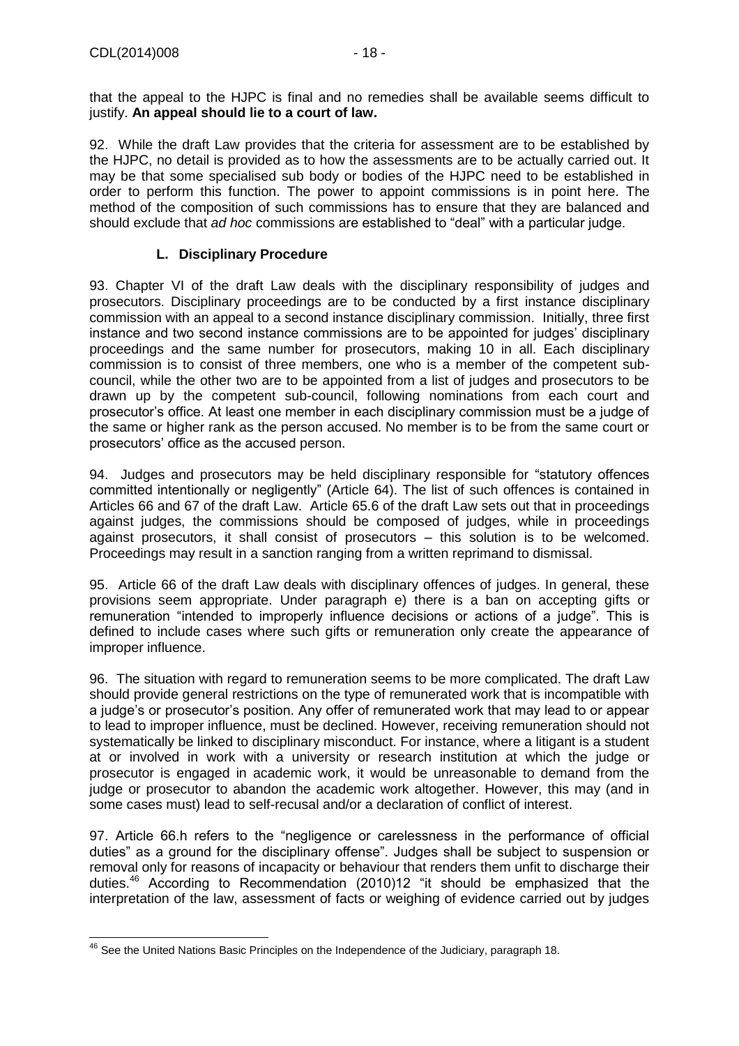that the appeal to the HJPC is final and no remedies shall be available seems difficult to justify. **An appeal should lie to a court of law.**

92. While the draft Law provides that the criteria for assessment are to be established by the HJPC, no detail is provided as to how the assessments are to be actually carried out. It may be that some specialised sub body or bodies of the HJPC need to be established in order to perform this function. The power to appoint commissions is in point here. The method of the composition of such commissions has to ensure that they are balanced and should exclude that *ad hoc* commissions are established to "deal" with a particular judge.

### L. Disciplinary Procedure

93. Chapter VI of the draft Law deals with the disciplinary responsibility of judges and prosecutors. Disciplinary proceedings are to be conducted by a first instance disciplinary commission with an appeal to a second instance disciplinary commission. Initially, three first instance and two second instance commissions are to be appointed for judges' disciplinary proceedings and the same number for prosecutors, making 10 in all. Each disciplinary commission is to consist of three members, one who is a member of the competent sub-council, while the other two are to be appointed from a list of judges and prosecutors to be drawn up by the competent sub-council, following nominations from each court and prosecutor's office. At least one member in each disciplinary commission must be a judge of the same or higher rank as the person accused. No member is to be from the same court or prosecutors' office as the accused person.

94. Judges and prosecutors may be held disciplinary responsible for "statutory offences committed intentionally or negligently" (Article 64). The list of such offences is contained in Articles 66 and 67 of the draft Law. Article 65.6 of the draft Law sets out that in proceedings against judges, the commissions should be composed of judges, while in proceedings against prosecutors, it shall consist of prosecutors – this solution is to be welcomed. Proceedings may result in a sanction ranging from a written reprimand to dismissal.

95. Article 66 of the draft Law deals with disciplinary offences of judges. In general, these provisions seem appropriate. Under paragraph e) there is a ban on accepting gifts or remuneration "intended to improperly influence decisions or actions of a judge". This is defined to include cases where such gifts or remuneration only create the appearance of improper influence.

96. The situation with regard to remuneration seems to be more complicated. The draft Law should provide general restrictions on the type of remunerated work that is incompatible with a judge's or prosecutor's position. Any offer of remunerated work that may lead to or appear to lead to improper influence, must be declined. However, receiving remuneration should not systematically be linked to disciplinary misconduct. For instance, where a litigant is a student at or involved in work with a university or research institution at which the judge or prosecutor is engaged in academic work, it would be unreasonable to demand from the judge or prosecutor to abandon the academic work altogether. However, this may (and in some cases must) lead to self-recusal and/or a declaration of conflict of interest.

97. Article 66.h refers to the "negligence or carelessness in the performance of official duties" as a ground for the disciplinary offense". Judges shall be subject to suspension or removal only for reasons of incapacity or behaviour that renders them unfit to discharge their duties.[46] According to Recommendation (2010)12 "it should be emphasized that the interpretation of the law, assessment of facts or weighing of evidence carried out by judges

---

[46] See the United Nations Basic Principles on the Independence of the Judiciary, paragraph 18.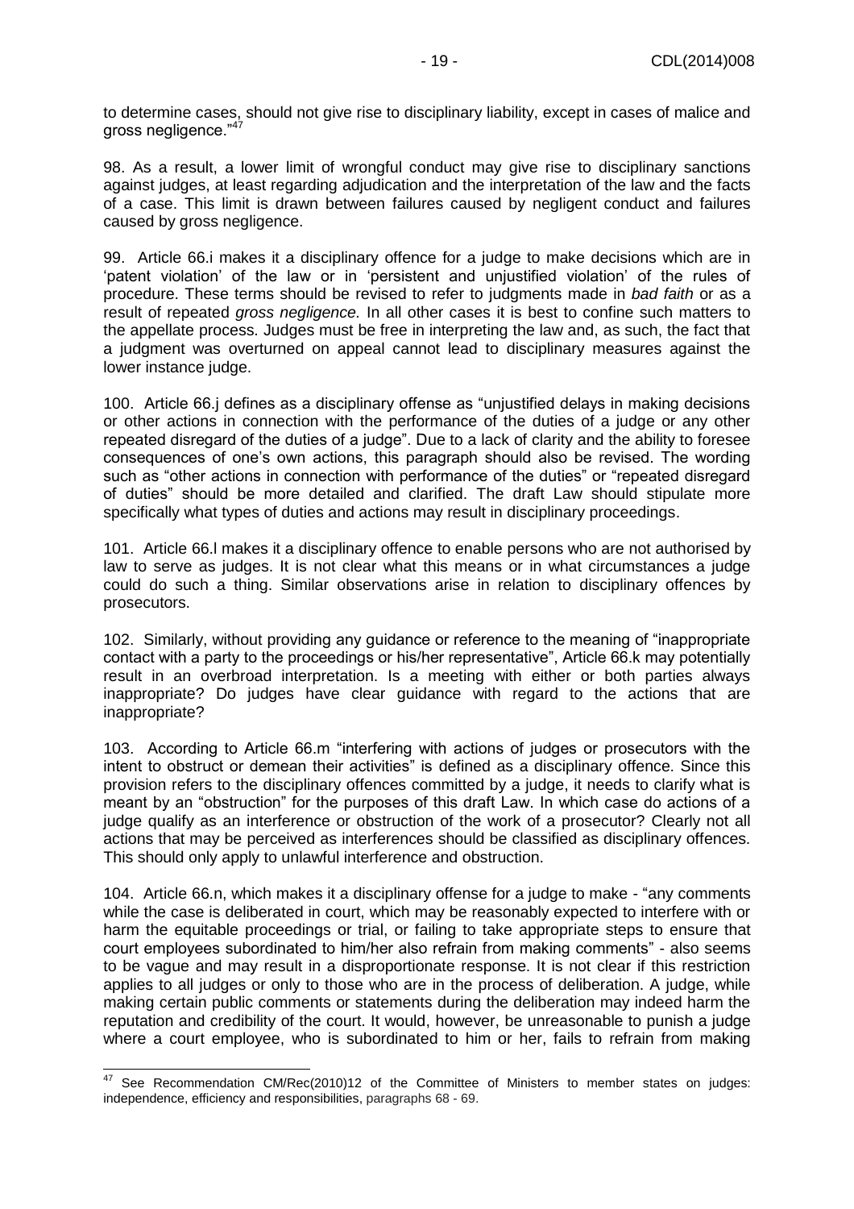to determine cases, should not give rise to disciplinary liability, except in cases of malice and gross negligence."[47]

98. As a result, a lower limit of wrongful conduct may give rise to disciplinary sanctions against judges, at least regarding adjudication and the interpretation of the law and the facts of a case. This limit is drawn between failures caused by negligent conduct and failures caused by gross negligence.

99. Article 66.i makes it a disciplinary offence for a judge to make decisions which are in 'patent violation' of the law or in 'persistent and unjustified violation' of the rules of procedure. These terms should be revised to refer to judgments made in *bad faith* or as a result of repeated *gross negligence.* In all other cases it is best to confine such matters to the appellate process. Judges must be free in interpreting the law and, as such, the fact that a judgment was overturned on appeal cannot lead to disciplinary measures against the lower instance judge.

100. Article 66.j defines as a disciplinary offense as "unjustified delays in making decisions or other actions in connection with the performance of the duties of a judge or any other repeated disregard of the duties of a judge". Due to a lack of clarity and the ability to foresee consequences of one's own actions, this paragraph should also be revised. The wording such as "other actions in connection with performance of the duties" or "repeated disregard of duties" should be more detailed and clarified. The draft Law should stipulate more specifically what types of duties and actions may result in disciplinary proceedings.

101. Article 66.l makes it a disciplinary offence to enable persons who are not authorised by law to serve as judges. It is not clear what this means or in what circumstances a judge could do such a thing. Similar observations arise in relation to disciplinary offences by prosecutors.

102. Similarly, without providing any guidance or reference to the meaning of "inappropriate contact with a party to the proceedings or his/her representative", Article 66.k may potentially result in an overbroad interpretation. Is a meeting with either or both parties always inappropriate? Do judges have clear guidance with regard to the actions that are inappropriate?

103. According to Article 66.m "interfering with actions of judges or prosecutors with the intent to obstruct or demean their activities" is defined as a disciplinary offence. Since this provision refers to the disciplinary offences committed by a judge, it needs to clarify what is meant by an "obstruction" for the purposes of this draft Law. In which case do actions of a judge qualify as an interference or obstruction of the work of a prosecutor? Clearly not all actions that may be perceived as interferences should be classified as disciplinary offences. This should only apply to unlawful interference and obstruction.

104. Article 66.n, which makes it a disciplinary offense for a judge to make - "any comments while the case is deliberated in court, which may be reasonably expected to interfere with or harm the equitable proceedings or trial, or failing to take appropriate steps to ensure that court employees subordinated to him/her also refrain from making comments" - also seems to be vague and may result in a disproportionate response. It is not clear if this restriction applies to all judges or only to those who are in the process of deliberation. A judge, while making certain public comments or statements during the deliberation may indeed harm the reputation and credibility of the court. It would, however, be unreasonable to punish a judge where a court employee, who is subordinated to him or her, fails to refrain from making

---

[47] See Recommendation CM/Rec(2010)12 of the Committee of Ministers to member states on judges: independence, efficiency and responsibilities, paragraphs 68 - 69.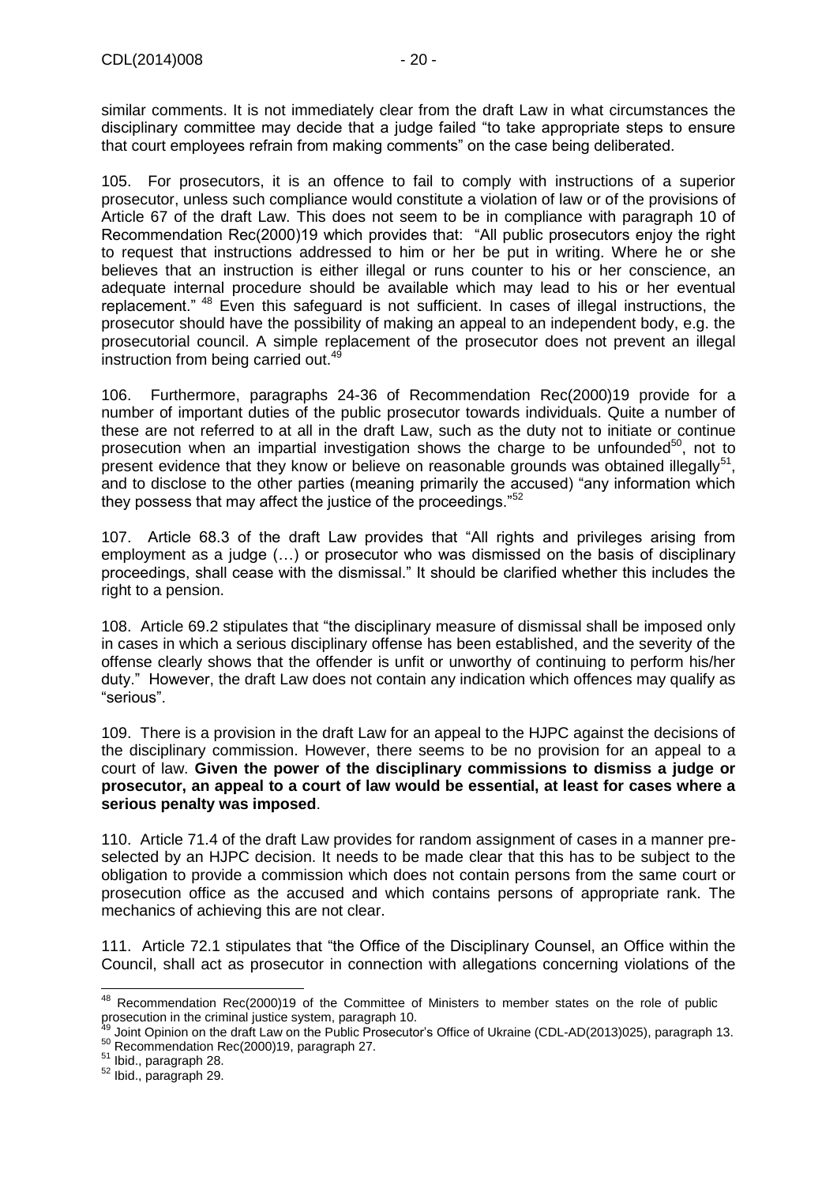similar comments. It is not immediately clear from the draft Law in what circumstances the disciplinary committee may decide that a judge failed "to take appropriate steps to ensure that court employees refrain from making comments" on the case being deliberated.

105. For prosecutors, it is an offence to fail to comply with instructions of a superior prosecutor, unless such compliance would constitute a violation of law or of the provisions of Article 67 of the draft Law. This does not seem to be in compliance with paragraph 10 of Recommendation Rec(2000)19 which provides that: "All public prosecutors enjoy the right to request that instructions addressed to him or her be put in writing. Where he or she believes that an instruction is either illegal or runs counter to his or her conscience, an adequate internal procedure should be available which may lead to his or her eventual replacement." [48] Even this safeguard is not sufficient. In cases of illegal instructions, the prosecutor should have the possibility of making an appeal to an independent body, e.g. the prosecutorial council. A simple replacement of the prosecutor does not prevent an illegal instruction from being carried out.[49]

106. Furthermore, paragraphs 24-36 of Recommendation Rec(2000)19 provide for a number of important duties of the public prosecutor towards individuals. Quite a number of these are not referred to at all in the draft Law, such as the duty not to initiate or continue prosecution when an impartial investigation shows the charge to be unfounded[50], not to present evidence that they know or believe on reasonable grounds was obtained illegally[51], and to disclose to the other parties (meaning primarily the accused) "any information which they possess that may affect the justice of the proceedings."[52]

107. Article 68.3 of the draft Law provides that "All rights and privileges arising from employment as a judge (…) or prosecutor who was dismissed on the basis of disciplinary proceedings, shall cease with the dismissal." It should be clarified whether this includes the right to a pension.

108. Article 69.2 stipulates that "the disciplinary measure of dismissal shall be imposed only in cases in which a serious disciplinary offense has been established, and the severity of the offense clearly shows that the offender is unfit or unworthy of continuing to perform his/her duty." However, the draft Law does not contain any indication which offences may qualify as "serious".

109. There is a provision in the draft Law for an appeal to the HJPC against the decisions of the disciplinary commission. However, there seems to be no provision for an appeal to a court of law. **Given the power of the disciplinary commissions to dismiss a judge or prosecutor, an appeal to a court of law would be essential, at least for cases where a serious penalty was imposed**.

110. Article 71.4 of the draft Law provides for random assignment of cases in a manner pre-selected by an HJPC decision. It needs to be made clear that this has to be subject to the obligation to provide a commission which does not contain persons from the same court or prosecution office as the accused and which contains persons of appropriate rank. The mechanics of achieving this are not clear.

111. Article 72.1 stipulates that "the Office of the Disciplinary Counsel, an Office within the Council, shall act as prosecutor in connection with allegations concerning violations of the

---

[48] Recommendation Rec(2000)19 of the Committee of Ministers to member states on the role of public prosecution in the criminal justice system, paragraph 10.

[49] Joint Opinion on the draft Law on the Public Prosecutor's Office of Ukraine (CDL-AD(2013)025), paragraph 13.

[50] Recommendation Rec(2000)19, paragraph 27.

[51] Ibid., paragraph 28.

[52] Ibid., paragraph 29.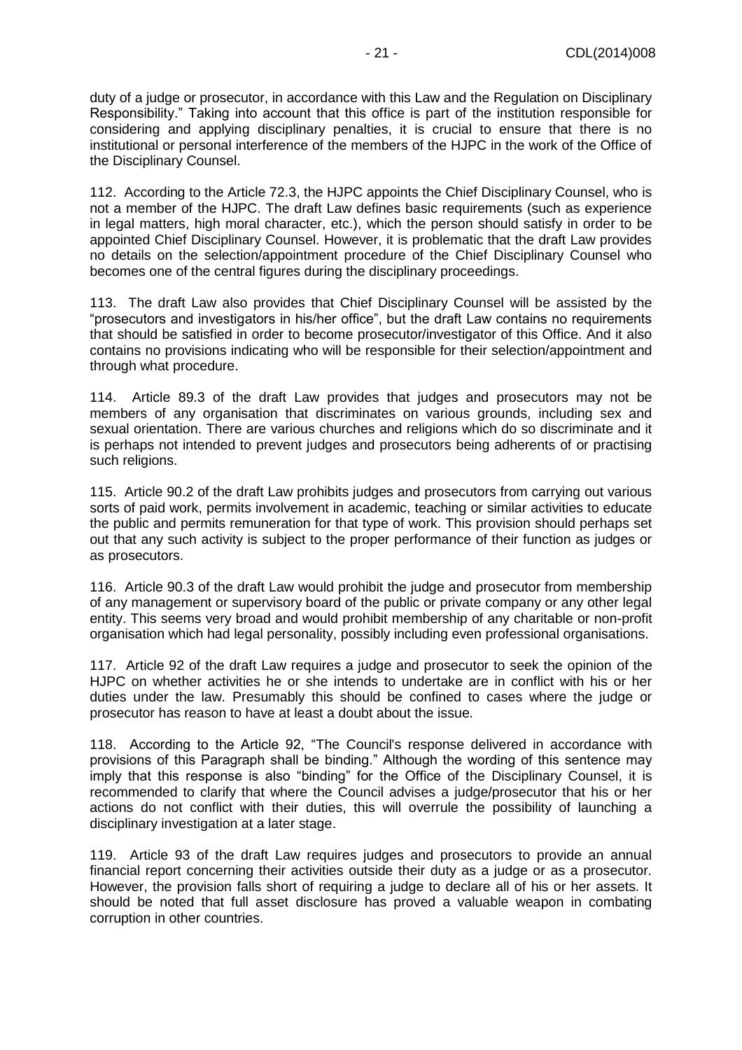duty of a judge or prosecutor, in accordance with this Law and the Regulation on Disciplinary Responsibility." Taking into account that this office is part of the institution responsible for considering and applying disciplinary penalties, it is crucial to ensure that there is no institutional or personal interference of the members of the HJPC in the work of the Office of the Disciplinary Counsel.

112. According to the Article 72.3, the HJPC appoints the Chief Disciplinary Counsel, who is not a member of the HJPC. The draft Law defines basic requirements (such as experience in legal matters, high moral character, etc.), which the person should satisfy in order to be appointed Chief Disciplinary Counsel. However, it is problematic that the draft Law provides no details on the selection/appointment procedure of the Chief Disciplinary Counsel who becomes one of the central figures during the disciplinary proceedings.

113. The draft Law also provides that Chief Disciplinary Counsel will be assisted by the "prosecutors and investigators in his/her office", but the draft Law contains no requirements that should be satisfied in order to become prosecutor/investigator of this Office. And it also contains no provisions indicating who will be responsible for their selection/appointment and through what procedure.

114. Article 89.3 of the draft Law provides that judges and prosecutors may not be members of any organisation that discriminates on various grounds, including sex and sexual orientation. There are various churches and religions which do so discriminate and it is perhaps not intended to prevent judges and prosecutors being adherents of or practising such religions.

115. Article 90.2 of the draft Law prohibits judges and prosecutors from carrying out various sorts of paid work, permits involvement in academic, teaching or similar activities to educate the public and permits remuneration for that type of work. This provision should perhaps set out that any such activity is subject to the proper performance of their function as judges or as prosecutors.

116. Article 90.3 of the draft Law would prohibit the judge and prosecutor from membership of any management or supervisory board of the public or private company or any other legal entity. This seems very broad and would prohibit membership of any charitable or non-profit organisation which had legal personality, possibly including even professional organisations.

117. Article 92 of the draft Law requires a judge and prosecutor to seek the opinion of the HJPC on whether activities he or she intends to undertake are in conflict with his or her duties under the law. Presumably this should be confined to cases where the judge or prosecutor has reason to have at least a doubt about the issue.

118. According to the Article 92, "The Council's response delivered in accordance with provisions of this Paragraph shall be binding." Although the wording of this sentence may imply that this response is also "binding" for the Office of the Disciplinary Counsel, it is recommended to clarify that where the Council advises a judge/prosecutor that his or her actions do not conflict with their duties, this will overrule the possibility of launching a disciplinary investigation at a later stage.

119. Article 93 of the draft Law requires judges and prosecutors to provide an annual financial report concerning their activities outside their duty as a judge or as a prosecutor. However, the provision falls short of requiring a judge to declare all of his or her assets. It should be noted that full asset disclosure has proved a valuable weapon in combating corruption in other countries.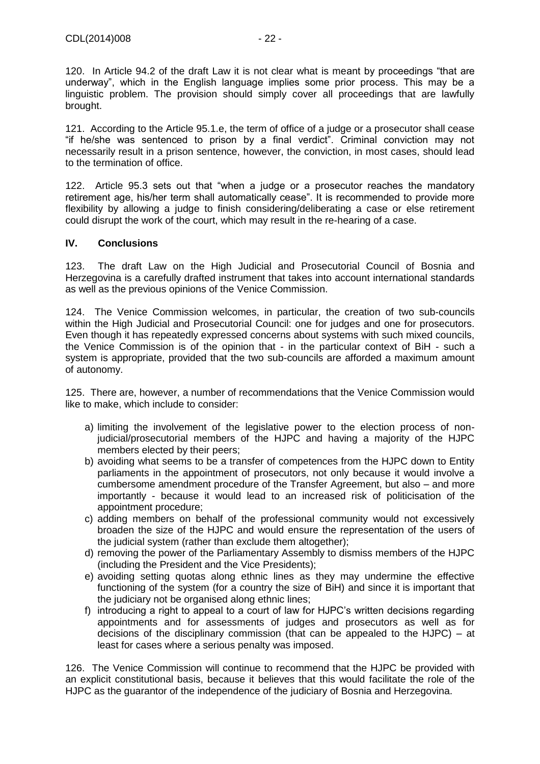120. In Article 94.2 of the draft Law it is not clear what is meant by proceedings "that are underway", which in the English language implies some prior process. This may be a linguistic problem. The provision should simply cover all proceedings that are lawfully brought.

121. According to the Article 95.1.e, the term of office of a judge or a prosecutor shall cease "if he/she was sentenced to prison by a final verdict". Criminal conviction may not necessarily result in a prison sentence, however, the conviction, in most cases, should lead to the termination of office.

122. Article 95.3 sets out that "when a judge or a prosecutor reaches the mandatory retirement age, his/her term shall automatically cease". It is recommended to provide more flexibility by allowing a judge to finish considering/deliberating a case or else retirement could disrupt the work of the court, which may result in the re-hearing of a case.

## IV. Conclusions

123. The draft Law on the High Judicial and Prosecutorial Council of Bosnia and Herzegovina is a carefully drafted instrument that takes into account international standards as well as the previous opinions of the Venice Commission.

124. The Venice Commission welcomes, in particular, the creation of two sub-councils within the High Judicial and Prosecutorial Council: one for judges and one for prosecutors. Even though it has repeatedly expressed concerns about systems with such mixed councils, the Venice Commission is of the opinion that - in the particular context of BiH - such a system is appropriate, provided that the two sub-councils are afforded a maximum amount of autonomy.

125. There are, however, a number of recommendations that the Venice Commission would like to make, which include to consider:

a) limiting the involvement of the legislative power to the election process of non-judicial/prosecutorial members of the HJPC and having a majority of the HJPC members elected by their peers;
b) avoiding what seems to be a transfer of competences from the HJPC down to Entity parliaments in the appointment of prosecutors, not only because it would involve a cumbersome amendment procedure of the Transfer Agreement, but also – and more importantly - because it would lead to an increased risk of politicisation of the appointment procedure;
c) adding members on behalf of the professional community would not excessively broaden the size of the HJPC and would ensure the representation of the users of the judicial system (rather than exclude them altogether);
d) removing the power of the Parliamentary Assembly to dismiss members of the HJPC (including the President and the Vice Presidents);
e) avoiding setting quotas along ethnic lines as they may undermine the effective functioning of the system (for a country the size of BiH) and since it is important that the judiciary not be organised along ethnic lines;
f) introducing a right to appeal to a court of law for HJPC's written decisions regarding appointments and for assessments of judges and prosecutors as well as for decisions of the disciplinary commission (that can be appealed to the HJPC) – at least for cases where a serious penalty was imposed.

126. The Venice Commission will continue to recommend that the HJPC be provided with an explicit constitutional basis, because it believes that this would facilitate the role of the HJPC as the guarantor of the independence of the judiciary of Bosnia and Herzegovina.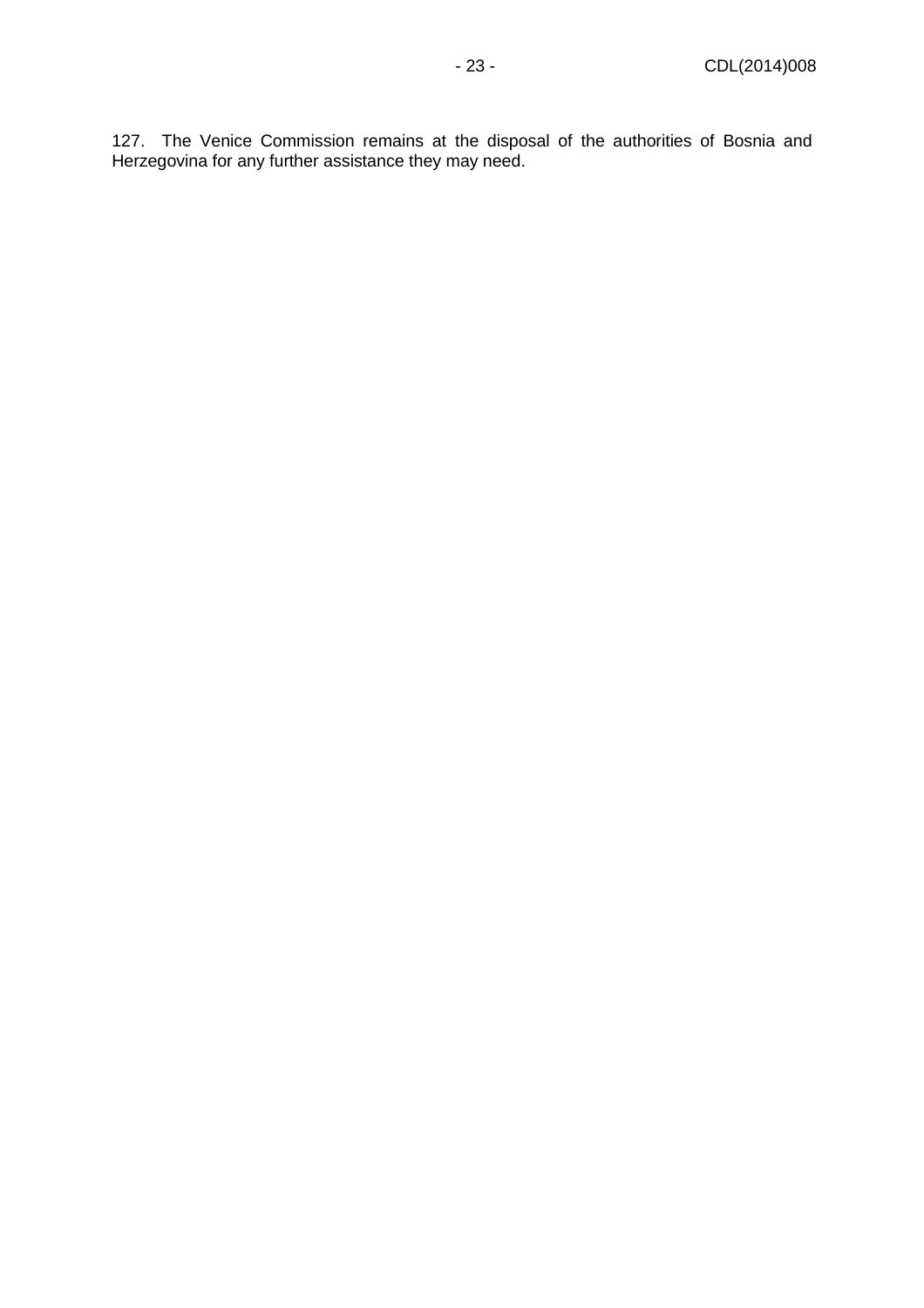127. The Venice Commission remains at the disposal of the authorities of Bosnia and Herzegovina for any further assistance they may need.